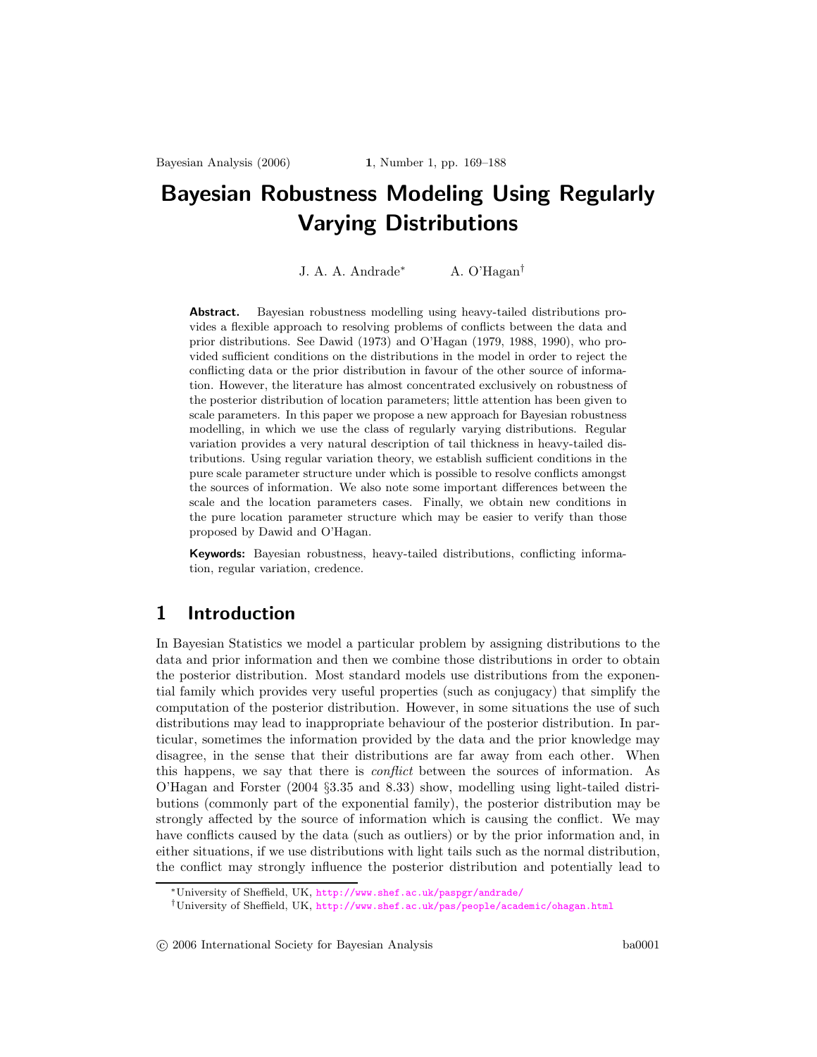# Bayesian Robustness Modeling Using Regularly Varying Distributions

J. A. A. Andrade* A. O'Hagan†

**Abstract.** Bayesian robustness modelling using heavy-tailed distributions provides a flexible approach to resolving problems of conflicts between the data and prior distributions. See Dawid (1973) and O'Hagan (1979, 1988, 1990), who provided sufficient conditions on the distributions in the model in order to reject the conflicting data or the prior distribution in favour of the other source of information. However, the literature has almost concentrated exclusively on robustness of the posterior distribution of location parameters; little attention has been given to scale parameters. In this paper we propose a new approach for Bayesian robustness modelling, in which we use the class of regularly varying distributions. Regular variation provides a very natural description of tail thickness in heavy-tailed distributions. Using regular variation theory, we establish sufficient conditions in the pure scale parameter structure under which is possible to resolve conflicts amongst the sources of information. We also note some important differences between the scale and the location parameters cases. Finally, we obtain new conditions in the pure location parameter structure which may be easier to verify than those proposed by Dawid and O'Hagan.

**Keywords:** Bayesian robustness, heavy-tailed distributions, conflicting information, regular variation, credence.

## 1 Introduction

In Bayesian Statistics we model a particular problem by assigning distributions to the data and prior information and then we combine those distributions in order to obtain the posterior distribution. Most standard models use distributions from the exponential family which provides very useful properties (such as conjugacy) that simplify the computation of the posterior distribution. However, in some situations the use of such distributions may lead to inappropriate behaviour of the posterior distribution. In particular, sometimes the information provided by the data and the prior knowledge may disagree, in the sense that their distributions are far away from each other. When this happens, we say that there is *conflict* between the sources of information. As O'Hagan and Forster (2004 §3.35 and 8.33) show, modelling using light-tailed distributions (commonly part of the exponential family), the posterior distribution may be strongly affected by the source of information which is causing the conflict. We may have conflicts caused by the data (such as outliers) or by the prior information and, in either situations, if we use distributions with light tails such as the normal distribution, the conflict may strongly influence the posterior distribution and potentially lead to

*University of Sheffield, UK, http://www.shef.ac.uk/paspgr/andrade/

†University of Sheffield, UK, http://www.shef.ac.uk/pas/people/academic/ohagan.html

© 2006 International Society for Bayesian Analysis ba0001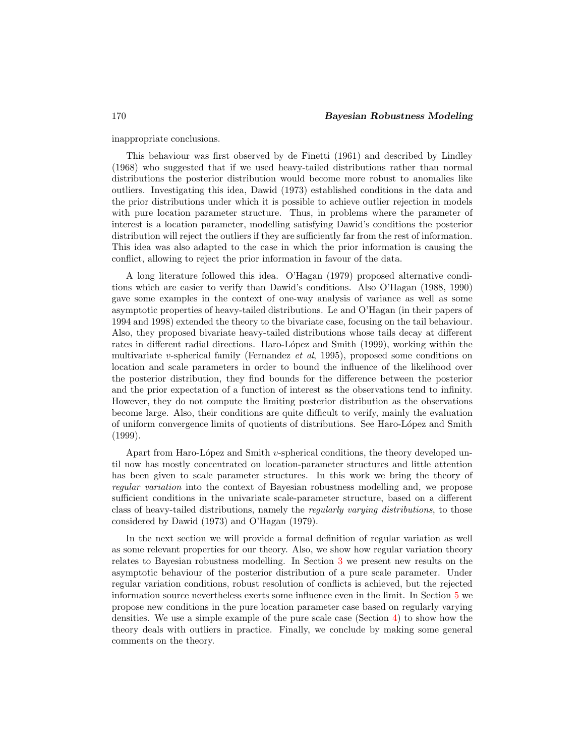inappropriate conclusions.

This behaviour was first observed by de Finetti (1961) and described by Lindley (1968) who suggested that if we used heavy-tailed distributions rather than normal distributions the posterior distribution would become more robust to anomalies like outliers. Investigating this idea, Dawid (1973) established conditions in the data and the prior distributions under which it is possible to achieve outlier rejection in models with pure location parameter structure. Thus, in problems where the parameter of interest is a location parameter, modelling satisfying Dawid's conditions the posterior distribution will reject the outliers if they are sufficiently far from the rest of information. This idea was also adapted to the case in which the prior information is causing the conflict, allowing to reject the prior information in favour of the data.

A long literature followed this idea. O'Hagan (1979) proposed alternative conditions which are easier to verify than Dawid's conditions. Also O'Hagan (1988, 1990) gave some examples in the context of one-way analysis of variance as well as some asymptotic properties of heavy-tailed distributions. Le and O'Hagan (in their papers of 1994 and 1998) extended the theory to the bivariate case, focusing on the tail behaviour. Also, they proposed bivariate heavy-tailed distributions whose tails decay at different rates in different radial directions. Haro-López and Smith (1999), working within the multivariate $v$-spherical family (Fernandez *et al*, 1995), proposed some conditions on location and scale parameters in order to bound the influence of the likelihood over the posterior distribution, they find bounds for the difference between the posterior and the prior expectation of a function of interest as the observations tend to infinity. However, they do not compute the limiting posterior distribution as the observations become large. Also, their conditions are quite difficult to verify, mainly the evaluation of uniform convergence limits of quotients of distributions. See Haro-López and Smith (1999).

Apart from Haro-López and Smith $v$-spherical conditions, the theory developed until now has mostly concentrated on location-parameter structures and little attention has been given to scale parameter structures. In this work we bring the theory of *regular variation* into the context of Bayesian robustness modelling and, we propose sufficient conditions in the univariate scale-parameter structure, based on a different class of heavy-tailed distributions, namely the *regularly varying distributions*, to those considered by Dawid (1973) and O'Hagan (1979).

In the next section we will provide a formal definition of regular variation as well as some relevant properties for our theory. Also, we show how regular variation theory relates to Bayesian robustness modelling. In Section 3 we present new results on the asymptotic behaviour of the posterior distribution of a pure scale parameter. Under regular variation conditions, robust resolution of conflicts is achieved, but the rejected information source nevertheless exerts some influence even in the limit. In Section 5 we propose new conditions in the pure location parameter case based on regularly varying densities. We use a simple example of the pure scale case (Section 4) to show how the theory deals with outliers in practice. Finally, we conclude by making some general comments on the theory.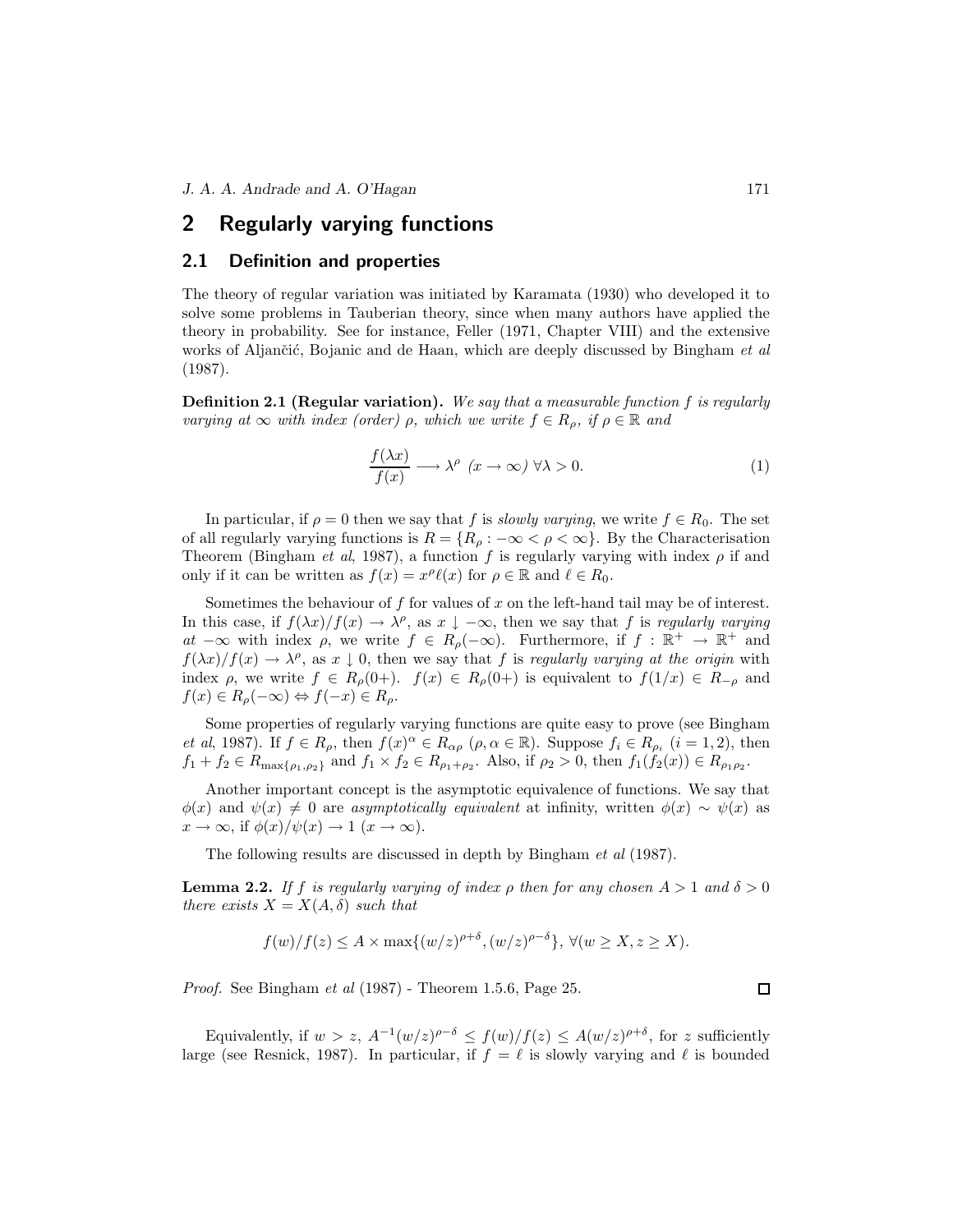## 2 Regularly varying functions

### 2.1 Definition and properties

The theory of regular variation was initiated by Karamata (1930) who developed it to solve some problems in Tauberian theory, since when many authors have applied the theory in probability. See for instance, Feller (1971, Chapter VIII) and the extensive works of Aljančić, Bojanic and de Haan, which are deeply discussed by Bingham *et al* (1987).

**Definition 2.1 (Regular variation).** *We say that a measurable function $f$ is regularly varying at $\infty$ with index (order) $\rho$, which we write $f \in R_\rho$, if $\rho \in \mathbb{R}$ and*

$$\frac{f(\lambda x)}{f(x)} \longrightarrow \lambda^\rho \ (x \to \infty) \ \forall \lambda > 0. \tag{1}$$

In particular, if $\rho = 0$ then we say that $f$ is *slowly varying*, we write $f \in R_0$. The set of all regularly varying functions is $R = \{R_\rho : -\infty < \rho < \infty\}$. By the Characterisation Theorem (Bingham *et al*, 1987), a function $f$ is regularly varying with index $\rho$ if and only if it can be written as $f(x) = x^\rho \ell(x)$ for $\rho \in \mathbb{R}$ and $\ell \in R_0$.

Sometimes the behaviour of $f$ for values of $x$ on the left-hand tail may be of interest. In this case, if $f(\lambda x)/f(x) \to \lambda^\rho$, as $x \downarrow -\infty$, then we say that $f$ is *regularly varying at* $-\infty$ with index $\rho$, we write $f \in R_\rho(-\infty)$. Furthermore, if $f : \mathbb{R}^+ \to \mathbb{R}^+$ and $f(\lambda x)/f(x) \to \lambda^\rho$, as $x \downarrow 0$, then we say that $f$ is *regularly varying at the origin* with index $\rho$, we write $f \in R_\rho(0+)$. $f(x) \in R_\rho(0+)$ is equivalent to $f(1/x) \in R_{-\rho}$ and $f(x) \in R_\rho(-\infty) \Leftrightarrow f(-x) \in R_\rho$.

Some properties of regularly varying functions are quite easy to prove (see Bingham *et al*, 1987). If $f \in R_\rho$, then $f(x)^\alpha \in R_{\alpha\rho}$ $(\rho, \alpha \in \mathbb{R})$. Suppose $f_i \in R_{\rho_i}$ $(i = 1, 2)$, then $f_1 + f_2 \in R_{\max\{\rho_1, \rho_2\}}$ and $f_1 \times f_2 \in R_{\rho_1 + \rho_2}$. Also, if $\rho_2 > 0$, then $f_1(f_2(x)) \in R_{\rho_1 \rho_2}$.

Another important concept is the asymptotic equivalence of functions. We say that $\phi(x)$ and $\psi(x) \neq 0$ are *asymptotically equivalent* at infinity, written $\phi(x) \sim \psi(x)$ as $x \to \infty$, if $\phi(x)/\psi(x) \to 1$ $(x \to \infty)$.

The following results are discussed in depth by Bingham *et al* (1987).

**Lemma 2.2.** *If $f$ is regularly varying of index $\rho$ then for any chosen $A > 1$ and $\delta > 0$ there exists $X = X(A, \delta)$ such that*

$$f(w)/f(z) \leq A \times \max\{(w/z)^{\rho+\delta}, (w/z)^{\rho-\delta}\}, \ \forall (w \geq X, z \geq X).$$

*Proof.* See Bingham *et al* (1987) - Theorem 1.5.6, Page 25. □

Equivalently, if $w > z$, $A^{-1}(w/z)^{\rho-\delta} \leq f(w)/f(z) \leq A(w/z)^{\rho+\delta}$, for $z$ sufficiently large (see Resnick, 1987). In particular, if $f = \ell$ is slowly varying and $\ell$ is bounded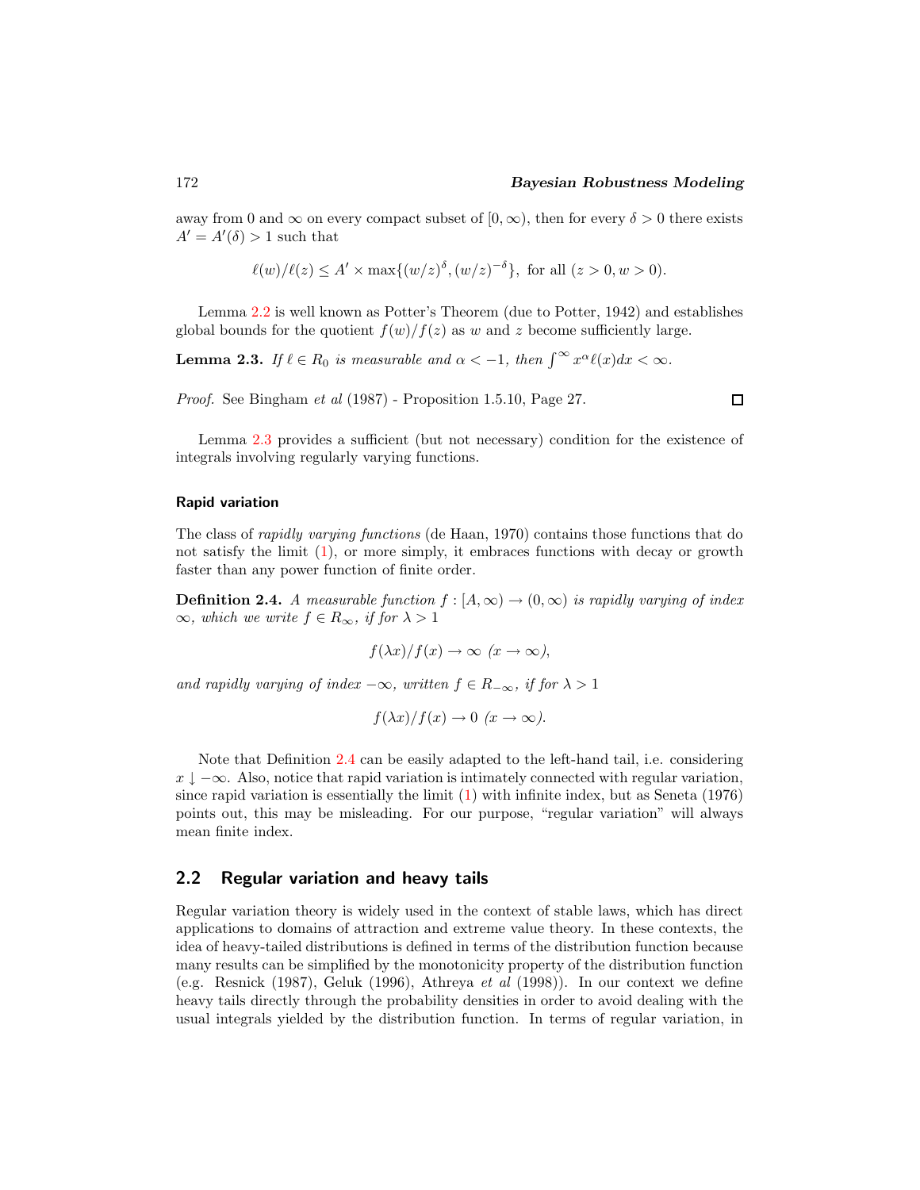away from 0 and $\infty$ on every compact subset of $[0,\infty)$, then for every $\delta > 0$ there exists $A' = A'(\delta) > 1$ such that

$$\ell(w)/\ell(z) \leq A' \times \max\{(w/z)^{\delta}, (w/z)^{-\delta}\}, \text{ for all } (z > 0, w > 0).$$

Lemma 2.2 is well known as Potter's Theorem (due to Potter, 1942) and establishes global bounds for the quotient $f(w)/f(z)$ as $w$ and $z$ become sufficiently large.

**Lemma 2.3.** *If $\ell \in R_0$ is measurable and $\alpha < -1$, then $\int^{\infty} x^{\alpha}\ell(x)dx < \infty$.*

*Proof.* See Bingham *et al* (1987) - Proposition 1.5.10, Page 27. □

Lemma 2.3 provides a sufficient (but not necessary) condition for the existence of integrals involving regularly varying functions.

#### Rapid variation

The class of *rapidly varying functions* (de Haan, 1970) contains those functions that do not satisfy the limit (1), or more simply, it embraces functions with decay or growth faster than any power function of finite order.

**Definition 2.4.** *A measurable function $f : [A,\infty) \to (0,\infty)$ is rapidly varying of index $\infty$, which we write $f \in R_{\infty}$, if for $\lambda > 1$*

$$f(\lambda x)/f(x) \to \infty \ (x \to \infty),$$

*and rapidly varying of index $-\infty$, written $f \in R_{-\infty}$, if for $\lambda > 1$*

$$f(\lambda x)/f(x) \to 0 \ (x \to \infty).$$

Note that Definition 2.4 can be easily adapted to the left-hand tail, i.e. considering $x \downarrow -\infty$. Also, notice that rapid variation is intimately connected with regular variation, since rapid variation is essentially the limit (1) with infinite index, but as Seneta (1976) points out, this may be misleading. For our purpose, "regular variation" will always mean finite index.

## 2.2 Regular variation and heavy tails

Regular variation theory is widely used in the context of stable laws, which has direct applications to domains of attraction and extreme value theory. In these contexts, the idea of heavy-tailed distributions is defined in terms of the distribution function because many results can be simplified by the monotonicity property of the distribution function (e.g. Resnick (1987), Geluk (1996), Athreya *et al* (1998)). In our context we define heavy tails directly through the probability densities in order to avoid dealing with the usual integrals yielded by the distribution function. In terms of regular variation, in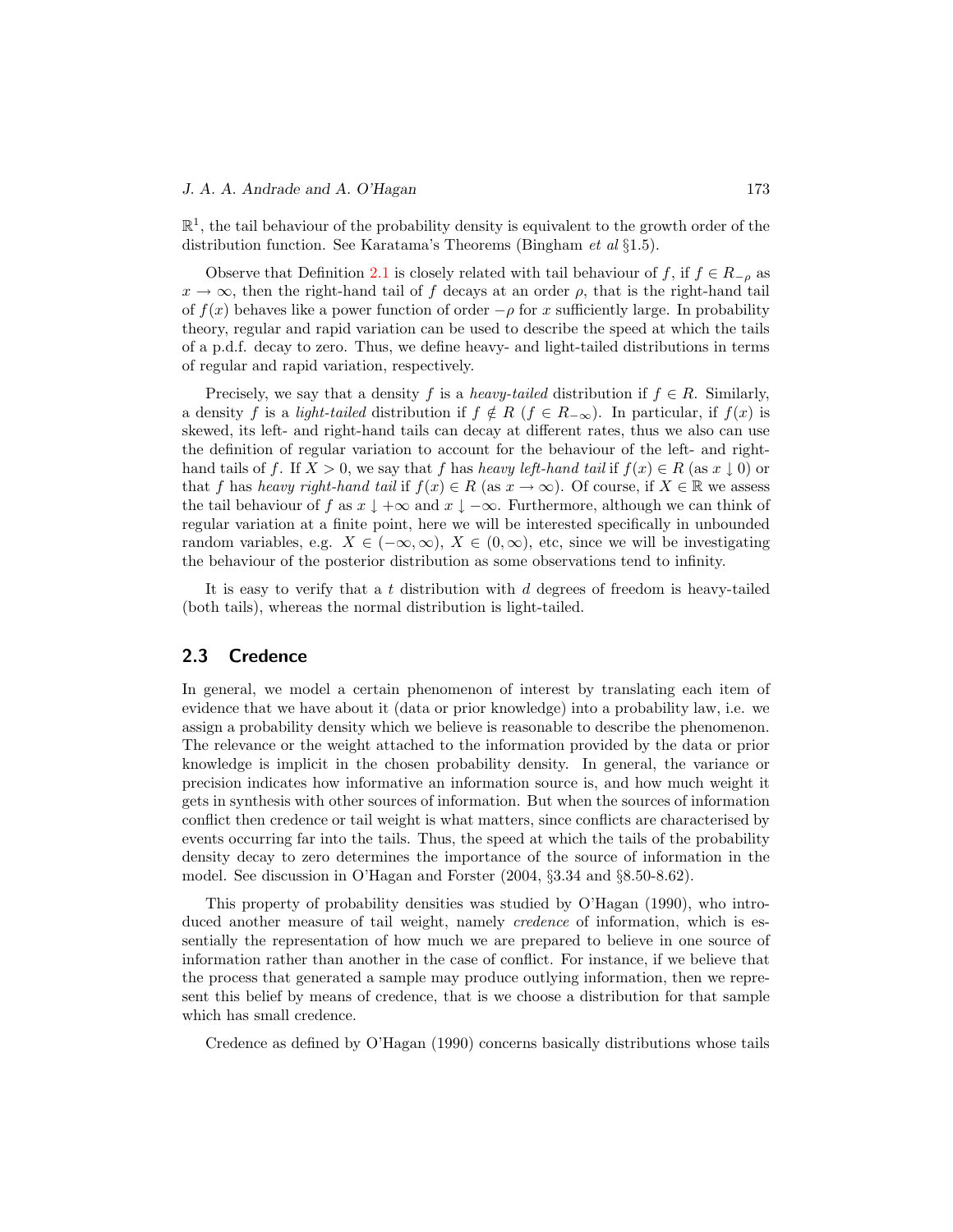$\mathbb{R}^1$, the tail behaviour of the probability density is equivalent to the growth order of the distribution function. See Karatama's Theorems (Bingham *et al* §1.5).

Observe that Definition 2.1 is closely related with tail behaviour of $f$, if $f \in R_{-\rho}$ as $x \to \infty$, then the right-hand tail of $f$ decays at an order $\rho$, that is the right-hand tail of $f(x)$ behaves like a power function of order $-\rho$ for $x$ sufficiently large. In probability theory, regular and rapid variation can be used to describe the speed at which the tails of a p.d.f. decay to zero. Thus, we define heavy- and light-tailed distributions in terms of regular and rapid variation, respectively.

Precisely, we say that a density $f$ is a *heavy-tailed* distribution if $f \in R$. Similarly, a density $f$ is a *light-tailed* distribution if $f \notin R$ ($f \in R_{-\infty}$). In particular, if $f(x)$ is skewed, its left- and right-hand tails can decay at different rates, thus we also can use the definition of regular variation to account for the behaviour of the left- and right-hand tails of $f$. If $X > 0$, we say that $f$ has *heavy left-hand tail* if $f(x) \in R$ (as $x \downarrow 0$) or that $f$ has *heavy right-hand tail* if $f(x) \in R$ (as $x \to \infty$). Of course, if $X \in \mathbb{R}$ we assess the tail behaviour of $f$ as $x \downarrow +\infty$ and $x \downarrow -\infty$. Furthermore, although we can think of regular variation at a finite point, here we will be interested specifically in unbounded random variables, e.g. $X \in (-\infty, \infty)$, $X \in (0, \infty)$, etc, since we will be investigating the behaviour of the posterior distribution as some observations tend to infinity.

It is easy to verify that a $t$ distribution with $d$ degrees of freedom is heavy-tailed (both tails), whereas the normal distribution is light-tailed.

## 2.3 Credence

In general, we model a certain phenomenon of interest by translating each item of evidence that we have about it (data or prior knowledge) into a probability law, i.e. we assign a probability density which we believe is reasonable to describe the phenomenon. The relevance or the weight attached to the information provided by the data or prior knowledge is implicit in the chosen probability density. In general, the variance or precision indicates how informative an information source is, and how much weight it gets in synthesis with other sources of information. But when the sources of information conflict then credence or tail weight is what matters, since conflicts are characterised by events occurring far into the tails. Thus, the speed at which the tails of the probability density decay to zero determines the importance of the source of information in the model. See discussion in O'Hagan and Forster (2004, §3.34 and §8.50-8.62).

This property of probability densities was studied by O'Hagan (1990), who introduced another measure of tail weight, namely *credence* of information, which is essentially the representation of how much we are prepared to believe in one source of information rather than another in the case of conflict. For instance, if we believe that the process that generated a sample may produce outlying information, then we represent this belief by means of credence, that is we choose a distribution for that sample which has small credence.

Credence as defined by O'Hagan (1990) concerns basically distributions whose tails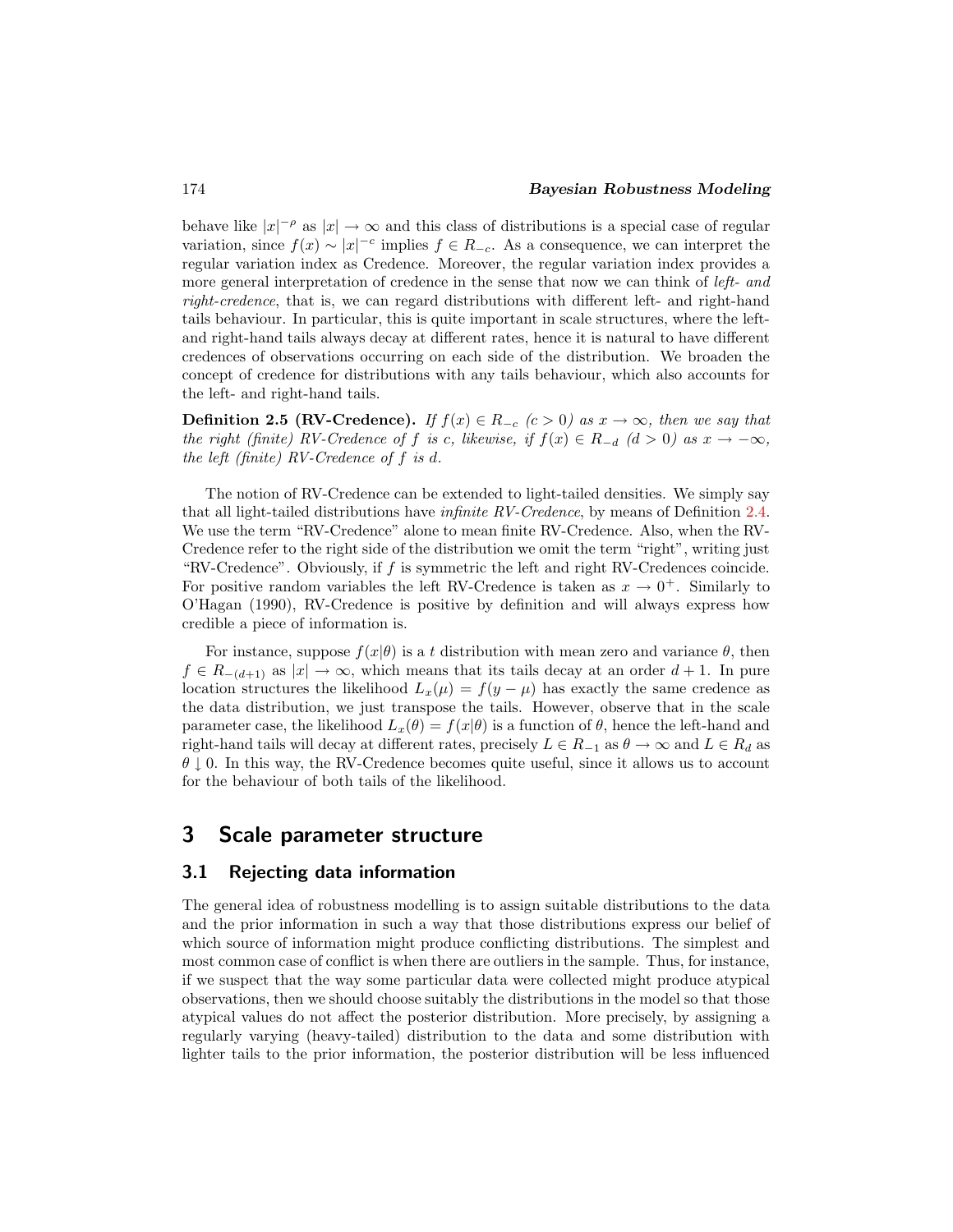behave like $|x|^{-\rho}$ as $|x| \to \infty$ and this class of distributions is a special case of regular variation, since $f(x) \sim |x|^{-c}$ implies $f \in R_{-c}$. As a consequence, we can interpret the regular variation index as Credence. Moreover, the regular variation index provides a more general interpretation of credence in the sense that now we can think of *left- and right-credence*, that is, we can regard distributions with different left- and right-hand tails behaviour. In particular, this is quite important in scale structures, where the left- and right-hand tails always decay at different rates, hence it is natural to have different credences of observations occurring on each side of the distribution. We broaden the concept of credence for distributions with any tails behaviour, which also accounts for the left- and right-hand tails.

**Definition 2.5 (RV-Credence).** *If $f(x) \in R_{-c}$ ($c > 0$) as $x \to \infty$, then we say that the right (finite) RV-Credence of $f$ is $c$, likewise, if $f(x) \in R_{-d}$ ($d > 0$) as $x \to -\infty$, the left (finite) RV-Credence of $f$ is $d$.*

The notion of RV-Credence can be extended to light-tailed densities. We simply say that all light-tailed distributions have *infinite RV-Credence*, by means of Definition 2.4. We use the term "RV-Credence" alone to mean finite RV-Credence. Also, when the RV-Credence refer to the right side of the distribution we omit the term "right", writing just "RV-Credence". Obviously, if $f$ is symmetric the left and right RV-Credences coincide. For positive random variables the left RV-Credence is taken as $x \to 0^+$. Similarly to O'Hagan (1990), RV-Credence is positive by definition and will always express how credible a piece of information is.

For instance, suppose $f(x|\theta)$ is a $t$ distribution with mean zero and variance $\theta$, then $f \in R_{-(d+1)}$ as $|x| \to \infty$, which means that its tails decay at an order $d + 1$. In pure location structures the likelihood $L_x(\mu) = f(y - \mu)$ has exactly the same credence as the data distribution, we just transpose the tails. However, observe that in the scale parameter case, the likelihood $L_x(\theta) = f(x|\theta)$ is a function of $\theta$, hence the left-hand and right-hand tails will decay at different rates, precisely $L \in R_{-1}$ as $\theta \to \infty$ and $L \in R_d$ as $\theta \downarrow 0$. In this way, the RV-Credence becomes quite useful, since it allows us to account for the behaviour of both tails of the likelihood.

## 3 Scale parameter structure

### 3.1 Rejecting data information

The general idea of robustness modelling is to assign suitable distributions to the data and the prior information in such a way that those distributions express our belief of which source of information might produce conflicting distributions. The simplest and most common case of conflict is when there are outliers in the sample. Thus, for instance, if we suspect that the way some particular data were collected might produce atypical observations, then we should choose suitably the distributions in the model so that those atypical values do not affect the posterior distribution. More precisely, by assigning a regularly varying (heavy-tailed) distribution to the data and some distribution with lighter tails to the prior information, the posterior distribution will be less influenced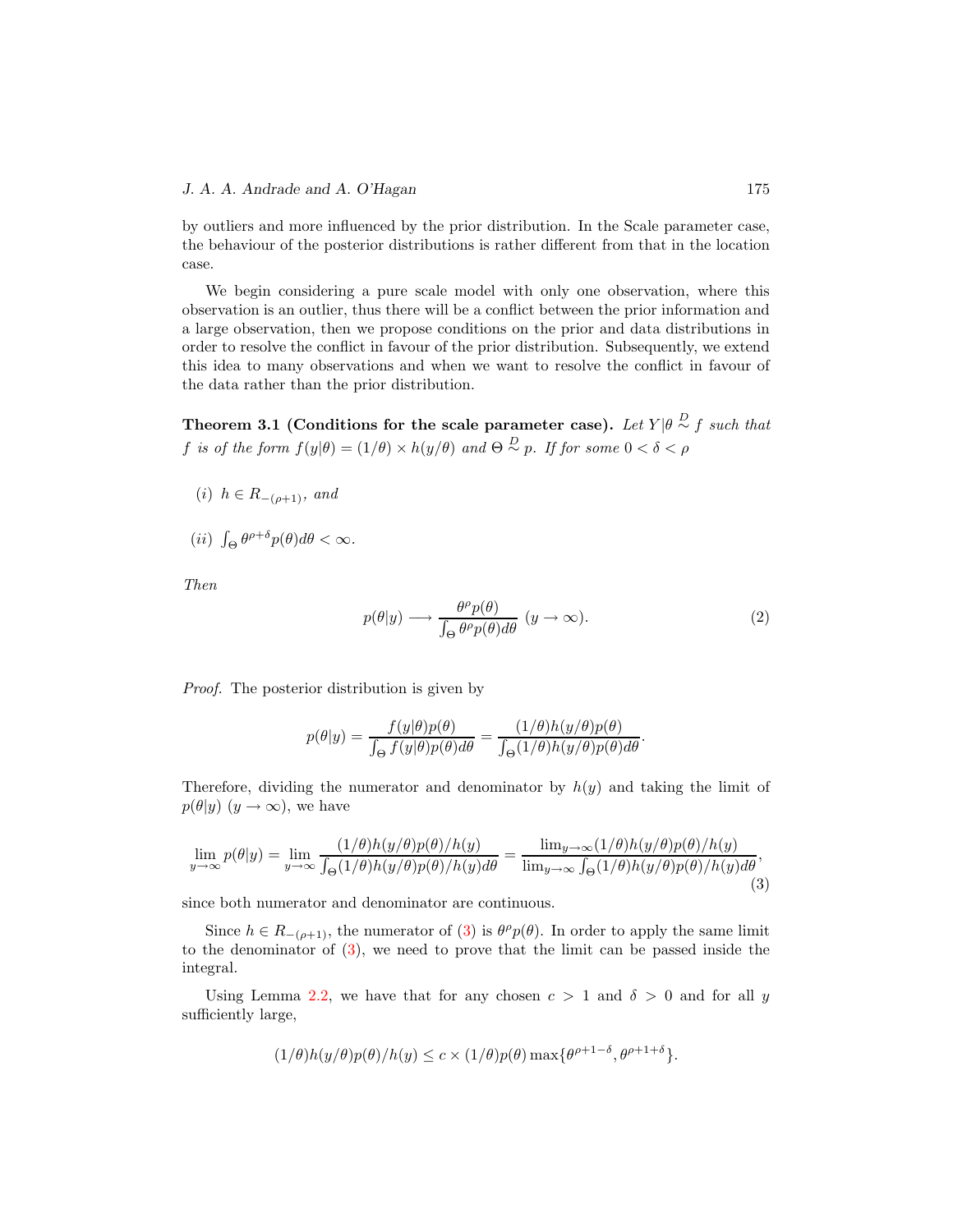by outliers and more influenced by the prior distribution. In the Scale parameter case, the behaviour of the posterior distributions is rather different from that in the location case.

We begin considering a pure scale model with only one observation, where this observation is an outlier, thus there will be a conflict between the prior information and a large observation, then we propose conditions on the prior and data distributions in order to resolve the conflict in favour of the prior distribution. Subsequently, we extend this idea to many observations and when we want to resolve the conflict in favour of the data rather than the prior distribution.

**Theorem 3.1 (Conditions for the scale parameter case).** *Let $Y|\theta \overset{D}{\sim} f$ such that $f$ is of the form $f(y|\theta) = (1/\theta) \times h(y/\theta)$ and $\Theta \overset{D}{\sim} p$. If for some $0 < \delta < \rho$*

*(i)* $h \in R_{-(\rho+1)}$, *and*

*(ii)* $\int_\Theta \theta^{\rho+\delta} p(\theta) d\theta < \infty$.

*Then*

$$p(\theta|y) \longrightarrow \frac{\theta^\rho p(\theta)}{\int_\Theta \theta^\rho p(\theta) d\theta} \ (y \to \infty). \tag{2}$$

*Proof.* The posterior distribution is given by

$$p(\theta|y) = \frac{f(y|\theta)p(\theta)}{\int_\Theta f(y|\theta)p(\theta)d\theta} = \frac{(1/\theta)h(y/\theta)p(\theta)}{\int_\Theta (1/\theta)h(y/\theta)p(\theta)d\theta}.$$

Therefore, dividing the numerator and denominator by $h(y)$ and taking the limit of $p(\theta|y)$ $(y \to \infty)$, we have

$$\lim_{y\to\infty} p(\theta|y) = \lim_{y\to\infty} \frac{(1/\theta)h(y/\theta)p(\theta)/h(y)}{\int_\Theta (1/\theta)h(y/\theta)p(\theta)/h(y)d\theta} = \frac{\lim_{y\to\infty}(1/\theta)h(y/\theta)p(\theta)/h(y)}{\lim_{y\to\infty}\int_\Theta (1/\theta)h(y/\theta)p(\theta)/h(y)d\theta}, \tag{3}$$

since both numerator and denominator are continuous.

Since $h \in R_{-(\rho+1)}$, the numerator of (3) is $\theta^\rho p(\theta)$. In order to apply the same limit to the denominator of (3), we need to prove that the limit can be passed inside the integral.

Using Lemma 2.2, we have that for any chosen $c > 1$ and $\delta > 0$ and for all $y$ sufficiently large,

$$(1/\theta)h(y/\theta)p(\theta)/h(y) \le c \times (1/\theta)p(\theta) \max\{\theta^{\rho+1-\delta}, \theta^{\rho+1+\delta}\}.$$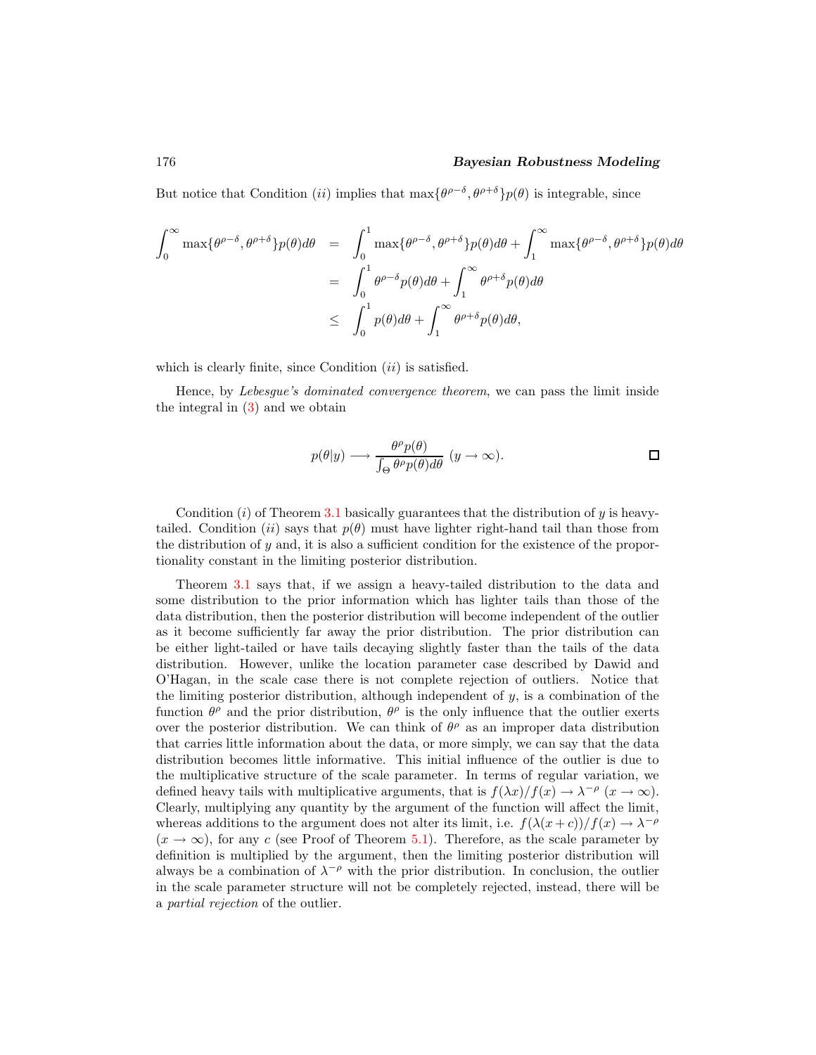But notice that Condition $(ii)$ implies that $\max\{\theta^{\rho-\delta}, \theta^{\rho+\delta}\}p(\theta)$ is integrable, since

$$
\begin{aligned}
\int_0^\infty \max\{\theta^{\rho-\delta}, \theta^{\rho+\delta}\}p(\theta)d\theta &= \int_0^1 \max\{\theta^{\rho-\delta}, \theta^{\rho+\delta}\}p(\theta)d\theta + \int_1^\infty \max\{\theta^{\rho-\delta}, \theta^{\rho+\delta}\}p(\theta)d\theta \\
&= \int_0^1 \theta^{\rho-\delta}p(\theta)d\theta + \int_1^\infty \theta^{\rho+\delta}p(\theta)d\theta \\
&\leq \int_0^1 p(\theta)d\theta + \int_1^\infty \theta^{\rho+\delta}p(\theta)d\theta,
\end{aligned}
$$

which is clearly finite, since Condition $(ii)$ is satisfied.

Hence, by *Lebesgue's dominated convergence theorem*, we can pass the limit inside the integral in (3) and we obtain

$$
p(\theta|y) \longrightarrow \frac{\theta^\rho p(\theta)}{\int_\Theta \theta^\rho p(\theta)d\theta} \ (y \to \infty). \qquad \square
$$

Condition $(i)$ of Theorem 3.1 basically guarantees that the distribution of $y$ is heavy-tailed. Condition $(ii)$ says that $p(\theta)$ must have lighter right-hand tail than those from the distribution of $y$ and, it is also a sufficient condition for the existence of the proportionality constant in the limiting posterior distribution.

Theorem 3.1 says that, if we assign a heavy-tailed distribution to the data and some distribution to the prior information which has lighter tails than those of the data distribution, then the posterior distribution will become independent of the outlier as it become sufficiently far away the prior distribution. The prior distribution can be either light-tailed or have tails decaying slightly faster than the tails of the data distribution. However, unlike the location parameter case described by Dawid and O'Hagan, in the scale case there is not complete rejection of outliers. Notice that the limiting posterior distribution, although independent of $y$, is a combination of the function $\theta^\rho$ and the prior distribution, $\theta^\rho$ is the only influence that the outlier exerts over the posterior distribution. We can think of $\theta^\rho$ as an improper data distribution that carries little information about the data, or more simply, we can say that the data distribution becomes little informative. This initial influence of the outlier is due to the multiplicative structure of the scale parameter. In terms of regular variation, we defined heavy tails with multiplicative arguments, that is $f(\lambda x)/f(x) \to \lambda^{-\rho}$ $(x \to \infty)$. Clearly, multiplying any quantity by the argument of the function will affect the limit, whereas additions to the argument does not alter its limit, i.e. $f(\lambda(x+c))/f(x) \to \lambda^{-\rho}$ $(x \to \infty)$, for any $c$ (see Proof of Theorem 5.1). Therefore, as the scale parameter by definition is multiplied by the argument, then the limiting posterior distribution will always be a combination of $\lambda^{-\rho}$ with the prior distribution. In conclusion, the outlier in the scale parameter structure will not be completely rejected, instead, there will be a *partial rejection* of the outlier.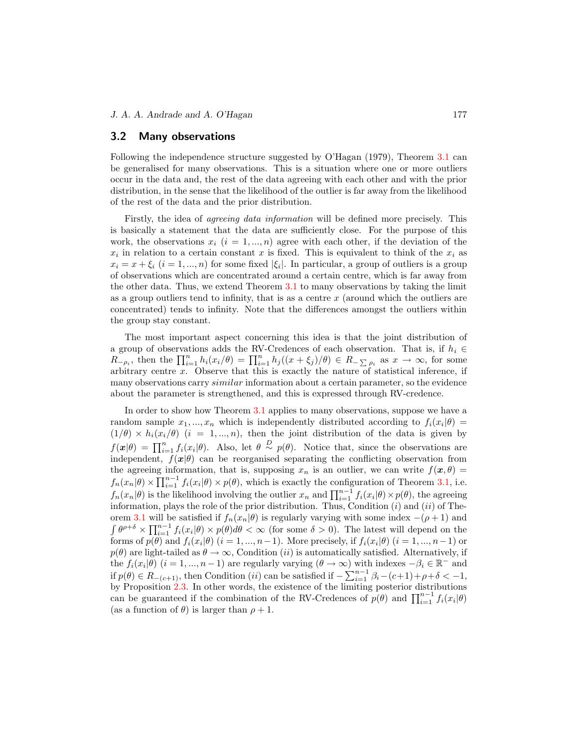## 3.2 Many observations

Following the independence structure suggested by O'Hagan (1979), Theorem 3.1 can be generalised for many observations. This is a situation where one or more outliers occur in the data and, the rest of the data agreeing with each other and with the prior distribution, in the sense that the likelihood of the outlier is far away from the likelihood of the rest of the data and the prior distribution.

Firstly, the idea of *agreeing data information* will be defined more precisely. This is basically a statement that the data are sufficiently close. For the purpose of this work, the observations $x_i$ $(i = 1, ..., n)$ agree with each other, if the deviation of the $x_i$ in relation to a certain constant $x$ is fixed. This is equivalent to think of the $x_i$ as $x_i = x + \xi_i$ $(i = 1, ..., n)$ for some fixed $|\xi_i|$. In particular, a group of outliers is a group of observations which are concentrated around a certain centre, which is far away from the other data. Thus, we extend Theorem 3.1 to many observations by taking the limit as a group outliers tend to infinity, that is as a centre $x$ (around which the outliers are concentrated) tends to infinity. Note that the differences amongst the outliers within the group stay constant.

The most important aspect concerning this idea is that the joint distribution of a group of observations adds the RV-Credences of each observation. That is, if $h_i \in R_{-\rho_i}$, then the $\prod_{i=1}^{n} h_i(x_i/\theta) = \prod_{i=1}^{n} h_j((x + \xi_j)/\theta) \in R_{-\sum \rho_i}$ as $x \to \infty$, for some arbitrary centre $x$. Observe that this is exactly the nature of statistical inference, if many observations carry *similar* information about a certain parameter, so the evidence about the parameter is strengthened, and this is expressed through RV-credence.

In order to show how Theorem 3.1 applies to many observations, suppose we have a random sample $x_1, ..., x_n$ which is independently distributed according to $f_i(x_i|\theta) = (1/\theta) \times h_i(x_i/\theta)$ $(i = 1, ..., n)$, then the joint distribution of the data is given by $f(\boldsymbol{x}|\theta) = \prod_{i=1}^{n} f_i(x_i|\theta)$. Also, let $\theta \overset{D}{\sim} p(\theta)$. Notice that, since the observations are independent, $f(\boldsymbol{x}|\theta)$ can be reorganised separating the conflicting observation from the agreeing information, that is, supposing $x_n$ is an outlier, we can write $f(\boldsymbol{x}, \theta) = f_n(x_n|\theta) \times \prod_{i=1}^{n-1} f_i(x_i|\theta) \times p(\theta)$, which is exactly the configuration of Theorem 3.1, i.e. $f_n(x_n|\theta)$ is the likelihood involving the outlier $x_n$ and $\prod_{i=1}^{n-1} f_i(x_i|\theta) \times p(\theta)$, the agreeing information, plays the role of the prior distribution. Thus, Condition $(i)$ and $(ii)$ of Theorem 3.1 will be satisfied if $f_n(x_n|\theta)$ is regularly varying with some index $-(\rho + 1)$ and $\int \theta^{\rho+\delta} \times \prod_{i=1}^{n-1} f_i(x_i|\theta) \times p(\theta) d\theta < \infty$ (for some $\delta > 0$). The latest will depend on the forms of $p(\theta)$ and $f_i(x_i|\theta)$ $(i = 1, ..., n-1)$. More precisely, if $f_i(x_i|\theta)$ $(i = 1, ..., n-1)$ or $p(\theta)$ are light-tailed as $\theta \to \infty$, Condition $(ii)$ is automatically satisfied. Alternatively, if the $f_i(x_i|\theta)$ $(i = 1, ..., n-1)$ are regularly varying $(\theta \to \infty)$ with indexes $-\beta_i \in \mathbb{R}^-$ and if $p(\theta) \in R_{-(c+1)}$, then Condition $(ii)$ can be satisfied if $-\sum_{i=1}^{n-1} \beta_i - (c+1) + \rho + \delta < -1$, by Proposition 2.3. In other words, the existence of the limiting posterior distributions can be guaranteed if the combination of the RV-Credences of $p(\theta)$ and $\prod_{i=1}^{n-1} f_i(x_i|\theta)$ (as a function of $\theta$) is larger than $\rho + 1$.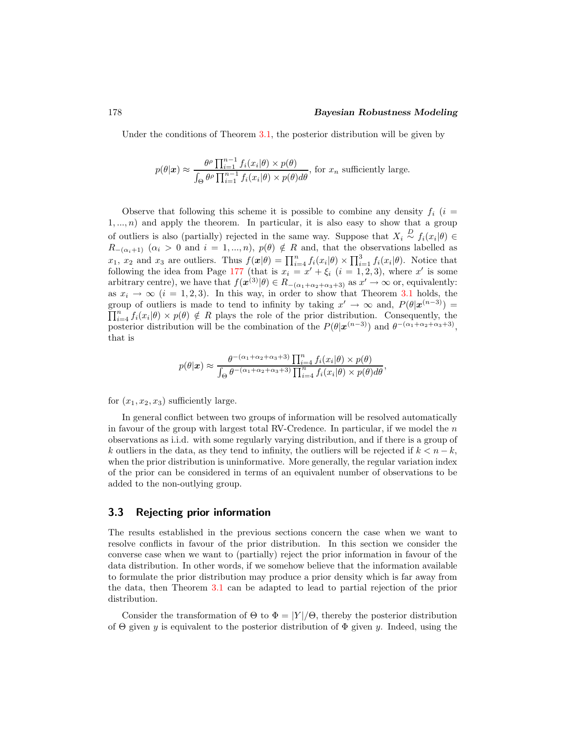Under the conditions of Theorem 3.1, the posterior distribution will be given by

$$p(\theta|\boldsymbol{x}) \approx \frac{\theta^{\rho} \prod_{i=1}^{n-1} f_i(x_i|\theta) \times p(\theta)}{\int_{\Theta} \theta^{\rho} \prod_{i=1}^{n-1} f_i(x_i|\theta) \times p(\theta) d\theta}, \text{ for } x_n \text{ sufficiently large.}$$

Observe that following this scheme it is possible to combine any density $f_i$ ($i = 1, ..., n$) and apply the theorem. In particular, it is also easy to show that a group of outliers is also (partially) rejected in the same way. Suppose that $X_i \overset{D}{\sim} f_i(x_i|\theta) \in R_{-(\alpha_i+1)}$ ($\alpha_i > 0$ and $i = 1, ..., n$), $p(\theta) \notin R$ and, that the observations labelled as $x_1$, $x_2$ and $x_3$ are outliers. Thus $f(\boldsymbol{x}|\theta) = \prod_{i=4}^{n} f_i(x_i|\theta) \times \prod_{i=1}^{3} f_i(x_i|\theta)$. Notice that following the idea from Page 177 (that is $x_i = x' + \xi_i$ ($i = 1, 2, 3$), where $x'$ is some arbitrary centre), we have that $f(\boldsymbol{x}^{(3)}|\theta) \in R_{-(\alpha_1+\alpha_2+\alpha_3+3)}$ as $x' \to \infty$ or, equivalently: as $x_i \to \infty$ ($i = 1, 2, 3$). In this way, in order to show that Theorem 3.1 holds, the group of outliers is made to tend to infinity by taking $x' \to \infty$ and, $P(\theta|\boldsymbol{x}^{(n-3)}) = \prod_{i=4}^{n} f_i(x_i|\theta) \times p(\theta) \notin R$ plays the role of the prior distribution. Consequently, the posterior distribution will be the combination of the $P(\theta|\boldsymbol{x}^{(n-3)})$ and $\theta^{-(\alpha_1+\alpha_2+\alpha_3+3)}$, that is

$$p(\theta|\boldsymbol{x}) \approx \frac{\theta^{-(\alpha_1+\alpha_2+\alpha_3+3)} \prod_{i=4}^{n} f_i(x_i|\theta) \times p(\theta)}{\int_{\Theta} \theta^{-(\alpha_1+\alpha_2+\alpha_3+3)} \prod_{i=4}^{n} f_i(x_i|\theta) \times p(\theta) d\theta},$$

for $(x_1, x_2, x_3)$ sufficiently large.

In general conflict between two groups of information will be resolved automatically in favour of the group with largest total RV-Credence. In particular, if we model the $n$ observations as i.i.d. with some regularly varying distribution, and if there is a group of $k$ outliers in the data, as they tend to infinity, the outliers will be rejected if $k < n - k$, when the prior distribution is uninformative. More generally, the regular variation index of the prior can be considered in terms of an equivalent number of observations to be added to the non-outlying group.

## 3.3 Rejecting prior information

The results established in the previous sections concern the case when we want to resolve conflicts in favour of the prior distribution. In this section we consider the converse case when we want to (partially) reject the prior information in favour of the data distribution. In other words, if we somehow believe that the information available to formulate the prior distribution may produce a prior density which is far away from the data, then Theorem 3.1 can be adapted to lead to partial rejection of the prior distribution.

Consider the transformation of $\Theta$ to $\Phi = |Y|/\Theta$, thereby the posterior distribution of $\Theta$ given $y$ is equivalent to the posterior distribution of $\Phi$ given $y$. Indeed, using the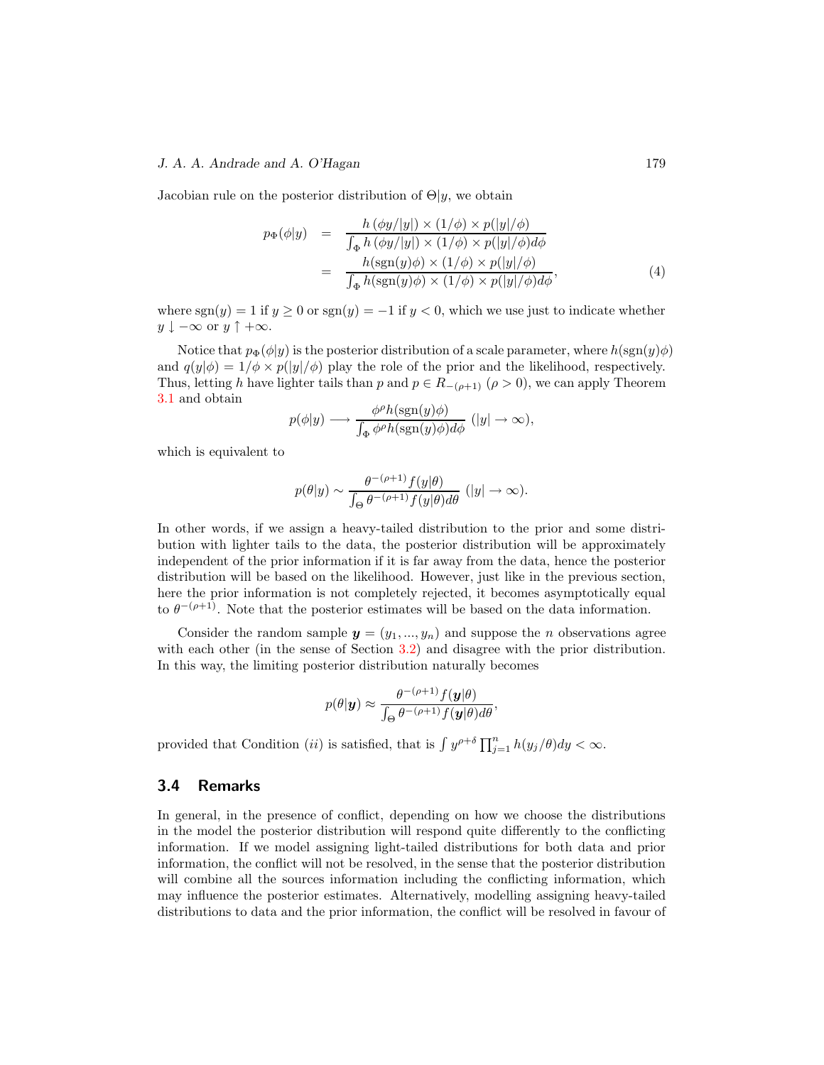Jacobian rule on the posterior distribution of $\Theta|y$, we obtain

$$
\begin{aligned}
p_\Phi(\phi|y) &= \frac{h\left(\phi y/|y|\right) \times (1/\phi) \times p(|y|/\phi)}{\int_\Phi h\left(\phi y/|y|\right) \times (1/\phi) \times p(|y|/\phi) d\phi} \\
&= \frac{h(\mathrm{sgn}(y)\phi) \times (1/\phi) \times p(|y|/\phi)}{\int_\Phi h(\mathrm{sgn}(y)\phi) \times (1/\phi) \times p(|y|/\phi) d\phi},
\end{aligned} \tag{4}
$$

where $\mathrm{sgn}(y) = 1$ if $y \geq 0$ or $\mathrm{sgn}(y) = -1$ if $y < 0$, which we use just to indicate whether $y \downarrow -\infty$ or $y \uparrow +\infty$.

Notice that $p_\Phi(\phi|y)$ is the posterior distribution of a scale parameter, where $h(\mathrm{sgn}(y)\phi)$ and $q(y|\phi) = 1/\phi \times p(|y|/\phi)$ play the role of the prior and the likelihood, respectively. Thus, letting $h$ have lighter tails than $p$ and $p \in R_{-(\rho+1)}$ $(\rho > 0)$, we can apply Theorem 3.1 and obtain

$$
p(\phi|y) \longrightarrow \frac{\phi^\rho h(\mathrm{sgn}(y)\phi)}{\int_\Phi \phi^\rho h(\mathrm{sgn}(y)\phi) d\phi} \ (|y| \to \infty),
$$

which is equivalent to

$$
p(\theta|y) \sim \frac{\theta^{-(\rho+1)} f(y|\theta)}{\int_\Theta \theta^{-(\rho+1)} f(y|\theta) d\theta} \ (|y| \to \infty).
$$

In other words, if we assign a heavy-tailed distribution to the prior and some distribution with lighter tails to the data, the posterior distribution will be approximately independent of the prior information if it is far away from the data, hence the posterior distribution will be based on the likelihood. However, just like in the previous section, here the prior information is not completely rejected, it becomes asymptotically equal to $\theta^{-(\rho+1)}$. Note that the posterior estimates will be based on the data information.

Consider the random sample $\boldsymbol{y} = (y_1, ..., y_n)$ and suppose the $n$ observations agree with each other (in the sense of Section 3.2) and disagree with the prior distribution. In this way, the limiting posterior distribution naturally becomes

$$
p(\theta|\boldsymbol{y}) \approx \frac{\theta^{-(\rho+1)} f(\boldsymbol{y}|\theta)}{\int_\Theta \theta^{-(\rho+1)} f(\boldsymbol{y}|\theta) d\theta},
$$

provided that Condition $(ii)$ is satisfied, that is $\int y^{\rho+\delta} \prod_{j=1}^n h(y_j/\theta) dy < \infty$.

## 3.4 Remarks

In general, in the presence of conflict, depending on how we choose the distributions in the model the posterior distribution will respond quite differently to the conflicting information. If we model assigning light-tailed distributions for both data and prior information, the conflict will not be resolved, in the sense that the posterior distribution will combine all the sources information including the conflicting information, which may influence the posterior estimates. Alternatively, modelling assigning heavy-tailed distributions to data and the prior information, the conflict will be resolved in favour of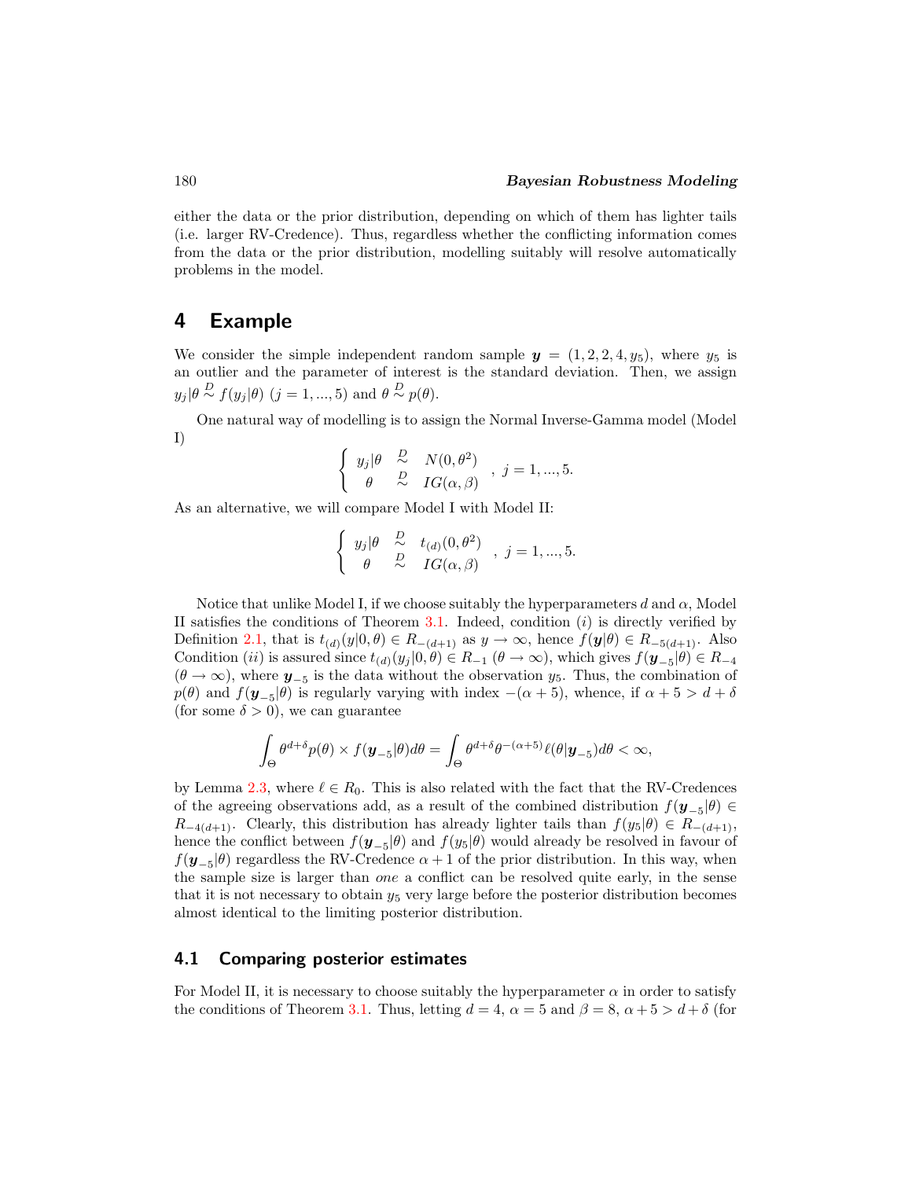either the data or the prior distribution, depending on which of them has lighter tails (i.e. larger RV-Credence). Thus, regardless whether the conflicting information comes from the data or the prior distribution, modelling suitably will resolve automatically problems in the model.

## 4 Example

We consider the simple independent random sample $\boldsymbol{y} = (1, 2, 2, 4, y_5)$, where $y_5$ is an outlier and the parameter of interest is the standard deviation. Then, we assign $y_j|\theta \overset{D}{\sim} f(y_j|\theta)$ $(j = 1, ..., 5)$ and $\theta \overset{D}{\sim} p(\theta)$.

One natural way of modelling is to assign the Normal Inverse-Gamma model (Model I)

$$\begin{cases} y_j|\theta & \overset{D}{\sim} & N(0, \theta^2) \\ \theta & \overset{D}{\sim} & IG(\alpha, \beta) \end{cases}, \; j = 1, ..., 5.$$

As an alternative, we will compare Model I with Model II:

$$\begin{cases} y_j|\theta & \overset{D}{\sim} & t_{(d)}(0, \theta^2) \\ \theta & \overset{D}{\sim} & IG(\alpha, \beta) \end{cases}, \; j = 1, ..., 5.$$

Notice that unlike Model I, if we choose suitably the hyperparameters $d$ and $\alpha$, Model II satisfies the conditions of Theorem 3.1. Indeed, condition $(i)$ is directly verified by Definition 2.1, that is $t_{(d)}(y|0, \theta) \in R_{-(d+1)}$ as $y \to \infty$, hence $f(\boldsymbol{y}|\theta) \in R_{-5(d+1)}$. Also Condition $(ii)$ is assured since $t_{(d)}(y_j|0, \theta) \in R_{-1}$ $(\theta \to \infty)$, which gives $f(\boldsymbol{y}_{-5}|\theta) \in R_{-4}$ $(\theta \to \infty)$, where $\boldsymbol{y}_{-5}$ is the data without the observation $y_5$. Thus, the combination of $p(\theta)$ and $f(\boldsymbol{y}_{-5}|\theta)$ is regularly varying with index $-(\alpha + 5)$, whence, if $\alpha + 5 > d + \delta$ (for some $\delta > 0$), we can guarantee

$$\int_{\Theta} \theta^{d+\delta} p(\theta) \times f(\boldsymbol{y}_{-5}|\theta) d\theta = \int_{\Theta} \theta^{d+\delta} \theta^{-(\alpha+5)} \ell(\theta|\boldsymbol{y}_{-5}) d\theta < \infty,$$

by Lemma 2.3, where $\ell \in R_0$. This is also related with the fact that the RV-Credences of the agreeing observations add, as a result of the combined distribution $f(\boldsymbol{y}_{-5}|\theta) \in R_{-4(d+1)}$. Clearly, this distribution has already lighter tails than $f(y_5|\theta) \in R_{-(d+1)}$, hence the conflict between $f(\boldsymbol{y}_{-5}|\theta)$ and $f(y_5|\theta)$ would already be resolved in favour of $f(\boldsymbol{y}_{-5}|\theta)$ regardless the RV-Credence $\alpha + 1$ of the prior distribution. In this way, when the sample size is larger than *one* a conflict can be resolved quite early, in the sense that it is not necessary to obtain $y_5$ very large before the posterior distribution becomes almost identical to the limiting posterior distribution.

### 4.1 Comparing posterior estimates

For Model II, it is necessary to choose suitably the hyperparameter $\alpha$ in order to satisfy the conditions of Theorem 3.1. Thus, letting $d = 4$, $\alpha = 5$ and $\beta = 8$, $\alpha + 5 > d + \delta$ (for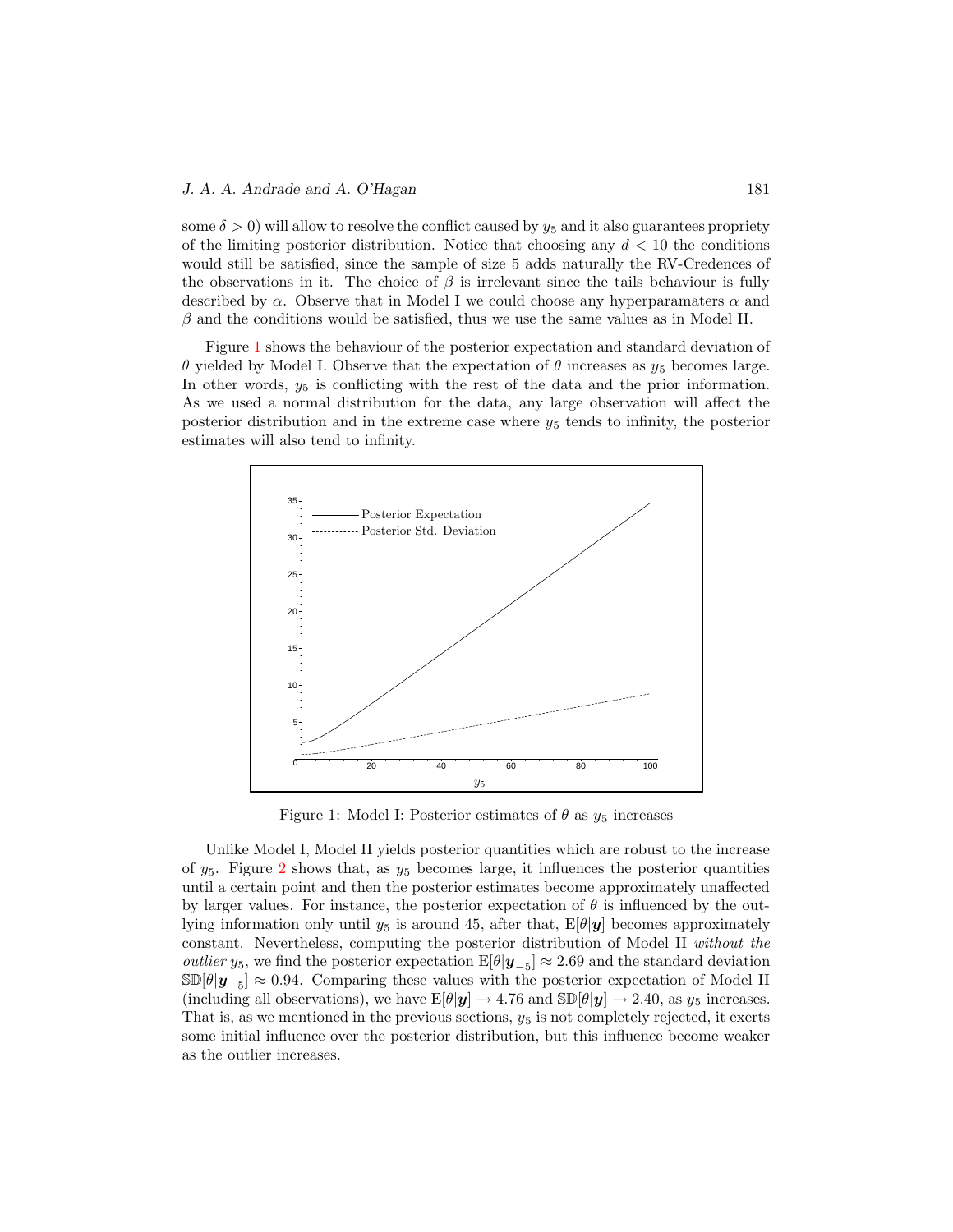some $\delta > 0$) will allow to resolve the conflict caused by $y_5$ and it also guarantees propriety of the limiting posterior distribution. Notice that choosing any $d < 10$ the conditions would still be satisfied, since the sample of size 5 adds naturally the RV-Credences of the observations in it. The choice of $\beta$ is irrelevant since the tails behaviour is fully described by $\alpha$. Observe that in Model I we could choose any hyperparamaters $\alpha$ and $\beta$ and the conditions would be satisfied, thus we use the same values as in Model II.

Figure 1 shows the behaviour of the posterior expectation and standard deviation of $\theta$ yielded by Model I. Observe that the expectation of $\theta$ increases as $y_5$ becomes large. In other words, $y_5$ is conflicting with the rest of the data and the prior information. As we used a normal distribution for the data, any large observation will affect the posterior distribution and in the extreme case where $y_5$ tends to infinity, the posterior estimates will also tend to infinity.

Posterior Expectation
Posterior Std. Deviation
35
30
25
20
15
10
5
0
20
40
60
80
100
$y_5$

Figure 1: Model I: Posterior estimates of $\theta$ as $y_5$ increases

Unlike Model I, Model II yields posterior quantities which are robust to the increase of $y_5$. Figure 2 shows that, as $y_5$ becomes large, it influences the posterior quantities until a certain point and then the posterior estimates become approximately unaffected by larger values. For instance, the posterior expectation of $\theta$ is influenced by the outlying information only until $y_5$ is around 45, after that, $\mathrm{E}[\theta|\boldsymbol{y}]$ becomes approximately constant. Nevertheless, computing the posterior distribution of Model II *without the outlier* $y_5$, we find the posterior expectation $\mathrm{E}[\theta|\boldsymbol{y}_{-5}] \approx 2.69$ and the standard deviation $\mathbb{SD}[\theta|\boldsymbol{y}_{-5}] \approx 0.94$. Comparing these values with the posterior expectation of Model II (including all observations), we have $\mathrm{E}[\theta|\boldsymbol{y}] \to 4.76$ and $\mathbb{SD}[\theta|\boldsymbol{y}] \to 2.40$, as $y_5$ increases. That is, as we mentioned in the previous sections, $y_5$ is not completely rejected, it exerts some initial influence over the posterior distribution, but this influence become weaker as the outlier increases.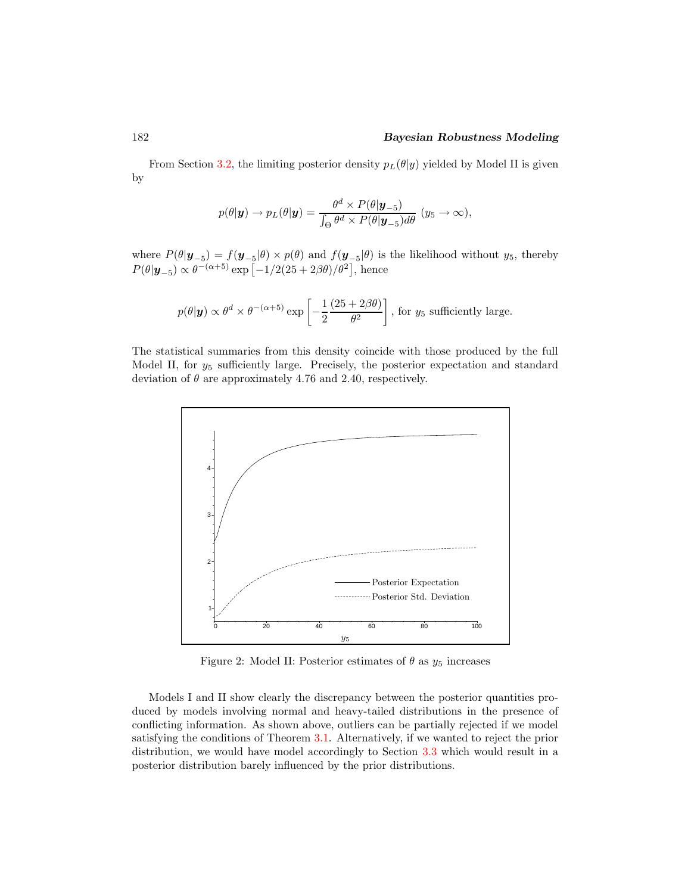From Section 3.2, the limiting posterior density $p_L(\theta|y)$ yielded by Model II is given by

$$p(\theta|\boldsymbol{y}) \to p_L(\theta|\boldsymbol{y}) = \frac{\theta^d \times P(\theta|\boldsymbol{y}_{-5})}{\int_\Theta \theta^d \times P(\theta|\boldsymbol{y}_{-5})d\theta} \ (y_5 \to \infty),$$

where $P(\theta|\boldsymbol{y}_{-5}) = f(\boldsymbol{y}_{-5}|\theta) \times p(\theta)$ and $f(\boldsymbol{y}_{-5}|\theta)$ is the likelihood without $y_5$, thereby $P(\theta|\boldsymbol{y}_{-5}) \propto \theta^{-(\alpha+5)} \exp\left[-1/2(25 + 2\beta\theta)/\theta^2\right]$, hence

$$p(\theta|\boldsymbol{y}) \propto \theta^d \times \theta^{-(\alpha+5)} \exp\left[-\frac{1}{2}\frac{(25+2\beta\theta)}{\theta^2}\right], \text{ for } y_5 \text{ sufficiently large.}$$

The statistical summaries from this density coincide with those produced by the full Model II, for $y_5$ sufficiently large. Precisely, the posterior expectation and standard deviation of $\theta$ are approximately 4.76 and 2.40, respectively.

4
3
2
1
0
20
40
60
80
100
$y_5$
Posterior Expectation
Posterior Std. Deviation

Figure 2: Model II: Posterior estimates of $\theta$ as $y_5$ increases

Models I and II show clearly the discrepancy between the posterior quantities produced by models involving normal and heavy-tailed distributions in the presence of conflicting information. As shown above, outliers can be partially rejected if we model satisfying the conditions of Theorem 3.1. Alternatively, if we wanted to reject the prior distribution, we would have model accordingly to Section 3.3 which would result in a posterior distribution barely influenced by the prior distributions.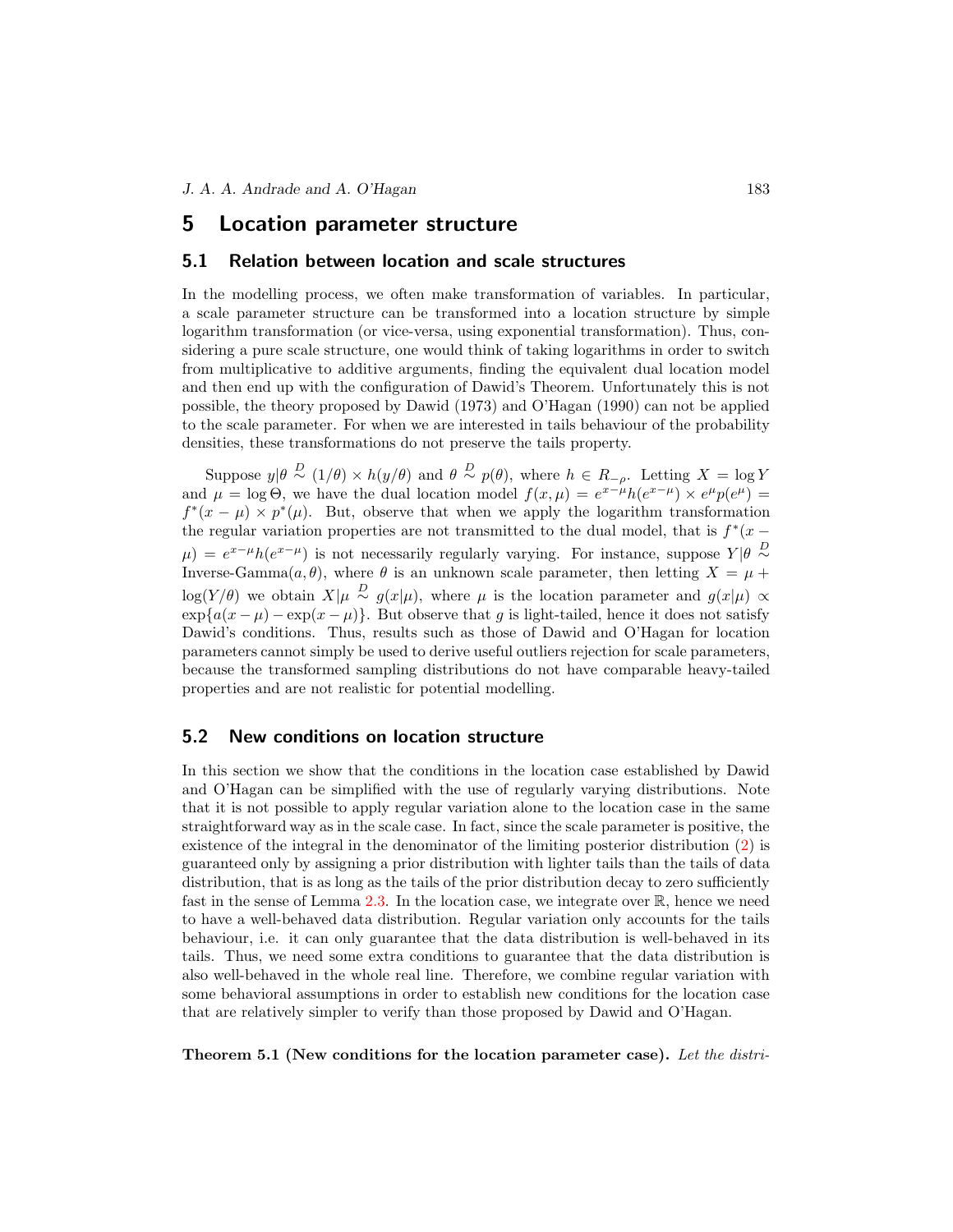## 5 Location parameter structure

### 5.1 Relation between location and scale structures

In the modelling process, we often make transformation of variables. In particular, a scale parameter structure can be transformed into a location structure by simple logarithm transformation (or vice-versa, using exponential transformation). Thus, considering a pure scale structure, one would think of taking logarithms in order to switch from multiplicative to additive arguments, finding the equivalent dual location model and then end up with the configuration of Dawid's Theorem. Unfortunately this is not possible, the theory proposed by Dawid (1973) and O'Hagan (1990) can not be applied to the scale parameter. For when we are interested in tails behaviour of the probability densities, these transformations do not preserve the tails property.

Suppose $y|\theta \overset{D}{\sim} (1/\theta) \times h(y/\theta)$ and $\theta \overset{D}{\sim} p(\theta)$, where $h \in R_{-\rho}$. Letting $X = \log Y$ and $\mu = \log \Theta$, we have the dual location model $f(x, \mu) = e^{x-\mu}h(e^{x-\mu}) \times e^{\mu}p(e^{\mu}) = f^*(x - \mu) \times p^*(\mu)$. But, observe that when we apply the logarithm transformation the regular variation properties are not transmitted to the dual model, that is $f^*(x - \mu) = e^{x-\mu}h(e^{x-\mu})$ is not necessarily regularly varying. For instance, suppose $Y|\theta \overset{D}{\sim}$ Inverse-Gamma$(a, \theta)$, where $\theta$ is an unknown scale parameter, then letting $X = \mu + \log(Y/\theta)$ we obtain $X|\mu \overset{D}{\sim} g(x|\mu)$, where $\mu$ is the location parameter and $g(x|\mu) \propto \exp\{a(x - \mu) - \exp(x - \mu)\}$. But observe that $g$ is light-tailed, hence it does not satisfy Dawid's conditions. Thus, results such as those of Dawid and O'Hagan for location parameters cannot simply be used to derive useful outliers rejection for scale parameters, because the transformed sampling distributions do not have comparable heavy-tailed properties and are not realistic for potential modelling.

### 5.2 New conditions on location structure

In this section we show that the conditions in the location case established by Dawid and O'Hagan can be simplified with the use of regularly varying distributions. Note that it is not possible to apply regular variation alone to the location case in the same straightforward way as in the scale case. In fact, since the scale parameter is positive, the existence of the integral in the denominator of the limiting posterior distribution (2) is guaranteed only by assigning a prior distribution with lighter tails than the tails of data distribution, that is as long as the tails of the prior distribution decay to zero sufficiently fast in the sense of Lemma 2.3. In the location case, we integrate over $\mathbb{R}$, hence we need to have a well-behaved data distribution. Regular variation only accounts for the tails behaviour, i.e. it can only guarantee that the data distribution is well-behaved in its tails. Thus, we need some extra conditions to guarantee that the data distribution is also well-behaved in the whole real line. Therefore, we combine regular variation with some behavioral assumptions in order to establish new conditions for the location case that are relatively simpler to verify than those proposed by Dawid and O'Hagan.

**Theorem 5.1 (New conditions for the location parameter case).** *Let the distri-*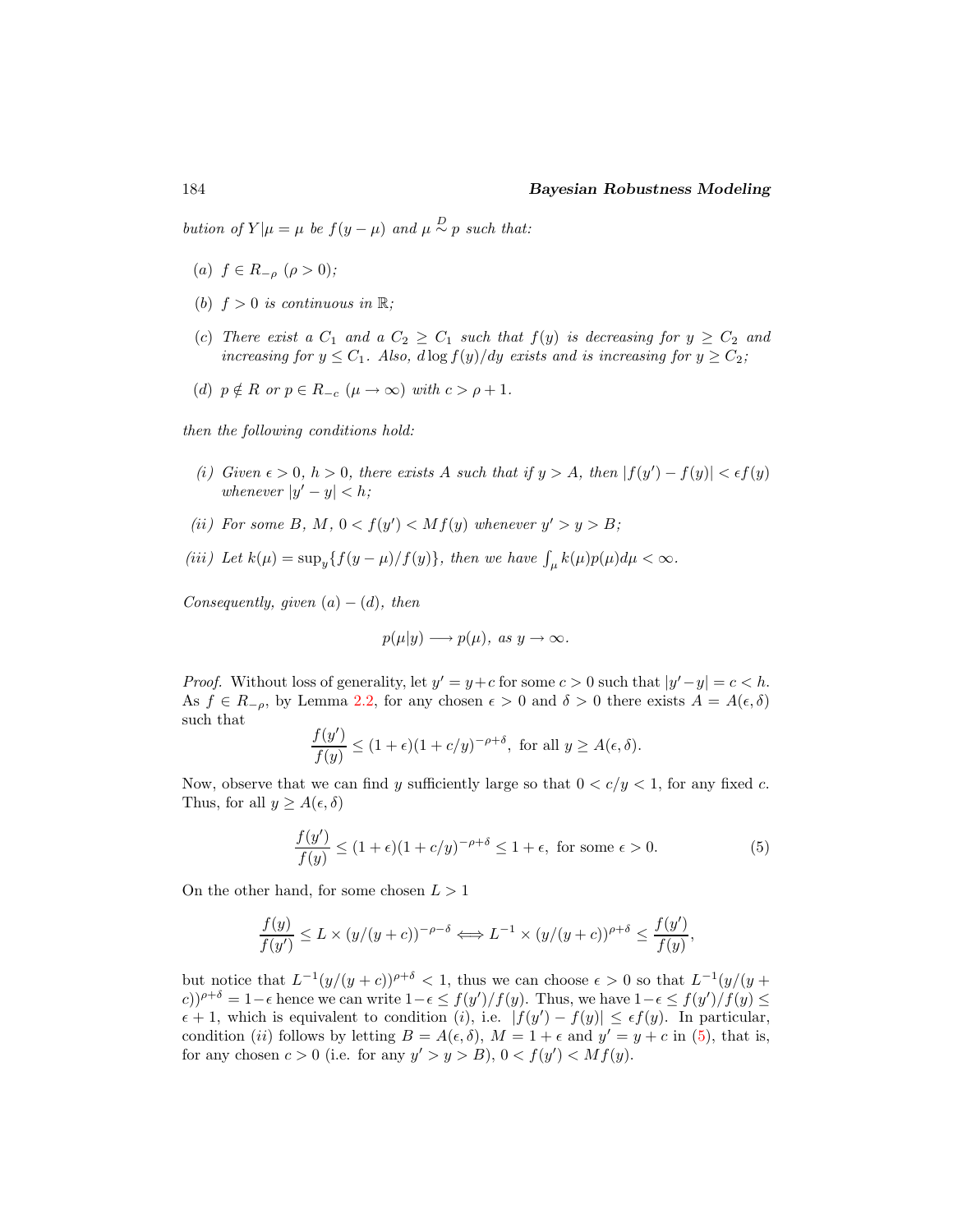*bution of $Y|\mu = \mu$ be $f(y-\mu)$ and $\mu \overset{D}{\sim} p$ such that:*

- (a) *$f \in R_{-\rho}$ ($\rho > 0$);*
- (b) *$f > 0$ is continuous in $\mathbb{R}$;*
- (c) *There exist a $C_1$ and a $C_2 \geq C_1$ such that $f(y)$ is decreasing for $y \geq C_2$ and increasing for $y \leq C_1$. Also, $d\log f(y)/dy$ exists and is increasing for $y \geq C_2$;*
- (d) *$p \notin R$ or $p \in R_{-c}$ ($\mu \to \infty$) with $c > \rho + 1$.*

*then the following conditions hold:*

- (i) *Given $\epsilon > 0$, $h > 0$, there exists $A$ such that if $y > A$, then $|f(y') - f(y)| < \epsilon f(y)$ whenever $|y' - y| < h$;*
- (ii) *For some $B$, $M$, $0 < f(y') < Mf(y)$ whenever $y' > y > B$;*
- (iii) *Let $k(\mu) = \sup_y\{f(y-\mu)/f(y)\}$, then we have $\int_\mu k(\mu)p(\mu)d\mu < \infty$.*

*Consequently, given $(a)-(d)$, then*

$$p(\mu|y) \longrightarrow p(\mu), \text{ as } y \to \infty.$$

*Proof.* Without loss of generality, let $y' = y + c$ for some $c > 0$ such that $|y' - y| = c < h$. As $f \in R_{-\rho}$, by Lemma 2.2, for any chosen $\epsilon > 0$ and $\delta > 0$ there exists $A = A(\epsilon, \delta)$ such that

$$\frac{f(y')}{f(y)} \leq (1+\epsilon)(1+c/y)^{-\rho+\delta}, \text{ for all } y \geq A(\epsilon, \delta).$$

Now, observe that we can find $y$ sufficiently large so that $0 < c/y < 1$, for any fixed $c$. Thus, for all $y \geq A(\epsilon, \delta)$

$$\frac{f(y')}{f(y)} \leq (1+\epsilon)(1+c/y)^{-\rho+\delta} \leq 1 + \epsilon, \text{ for some } \epsilon > 0. \tag{5}$$

On the other hand, for some chosen $L > 1$

$$\frac{f(y)}{f(y')} \leq L \times (y/(y+c))^{-\rho-\delta} \iff L^{-1} \times (y/(y+c))^{\rho+\delta} \leq \frac{f(y')}{f(y)},$$

but notice that $L^{-1}(y/(y+c))^{\rho+\delta} < 1$, thus we can choose $\epsilon > 0$ so that $L^{-1}(y/(y+c))^{\rho+\delta} = 1 - \epsilon$ hence we can write $1 - \epsilon \leq f(y')/f(y)$. Thus, we have $1 - \epsilon \leq f(y')/f(y) \leq \epsilon + 1$, which is equivalent to condition $(i)$, i.e. $|f(y') - f(y)| \leq \epsilon f(y)$. In particular, condition $(ii)$ follows by letting $B = A(\epsilon, \delta)$, $M = 1 + \epsilon$ and $y' = y + c$ in (5), that is, for any chosen $c > 0$ (i.e. for any $y' > y > B$), $0 < f(y') < Mf(y)$.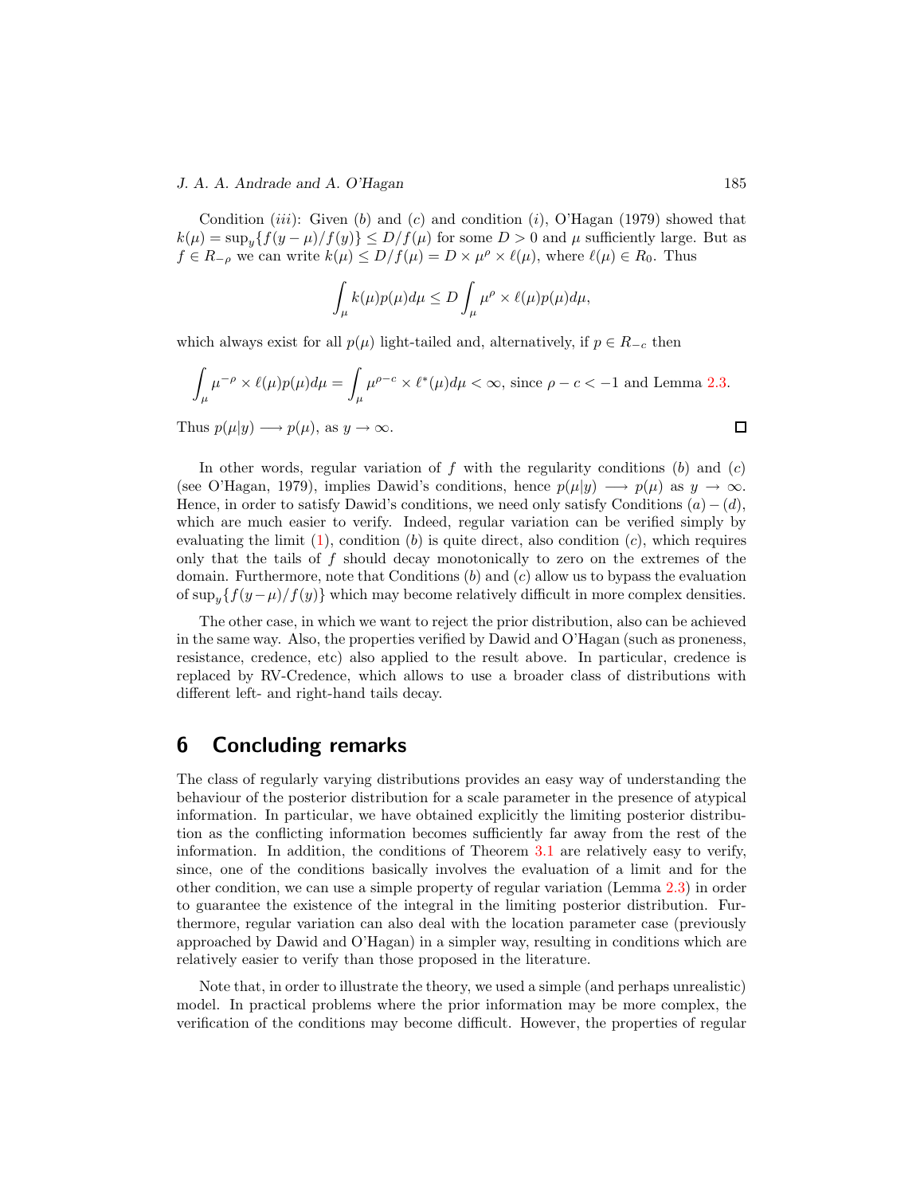Condition $(iii)$: Given $(b)$ and $(c)$ and condition $(i)$, O'Hagan (1979) showed that $k(\mu) = \sup_y\{f(y-\mu)/f(y)\} \leq D/f(\mu)$ for some $D > 0$ and $\mu$ sufficiently large. But as $f \in R_{-\rho}$ we can write $k(\mu) \leq D/f(\mu) = D \times \mu^\rho \times \ell(\mu)$, where $\ell(\mu) \in R_0$. Thus

$$\int_\mu k(\mu)p(\mu)d\mu \leq D \int_\mu \mu^\rho \times \ell(\mu)p(\mu)d\mu,$$

which always exist for all $p(\mu)$ light-tailed and, alternatively, if $p \in R_{-c}$ then

$$\int_\mu \mu^{-\rho} \times \ell(\mu)p(\mu)d\mu = \int_\mu \mu^{\rho-c} \times \ell^*(\mu)d\mu < \infty, \text{ since } \rho - c < -1 \text{ and Lemma 2.3.}$$

Thus $p(\mu|y) \longrightarrow p(\mu)$, as $y \to \infty$. □

In other words, regular variation of $f$ with the regularity conditions $(b)$ and $(c)$ (see O'Hagan, 1979), implies Dawid's conditions, hence $p(\mu|y) \longrightarrow p(\mu)$ as $y \to \infty$. Hence, in order to satisfy Dawid's conditions, we need only satisfy Conditions $(a)-(d)$, which are much easier to verify. Indeed, regular variation can be verified simply by evaluating the limit (1), condition $(b)$ is quite direct, also condition $(c)$, which requires only that the tails of $f$ should decay monotonically to zero on the extremes of the domain. Furthermore, note that Conditions $(b)$ and $(c)$ allow us to bypass the evaluation of $\sup_y\{f(y-\mu)/f(y)\}$ which may become relatively difficult in more complex densities.

The other case, in which we want to reject the prior distribution, also can be achieved in the same way. Also, the properties verified by Dawid and O'Hagan (such as proneness, resistance, credence, etc) also applied to the result above. In particular, credence is replaced by RV-Credence, which allows to use a broader class of distributions with different left- and right-hand tails decay.

## 6 Concluding remarks

The class of regularly varying distributions provides an easy way of understanding the behaviour of the posterior distribution for a scale parameter in the presence of atypical information. In particular, we have obtained explicitly the limiting posterior distribution as the conflicting information becomes sufficiently far away from the rest of the information. In addition, the conditions of Theorem 3.1 are relatively easy to verify, since, one of the conditions basically involves the evaluation of a limit and for the other condition, we can use a simple property of regular variation (Lemma 2.3) in order to guarantee the existence of the integral in the limiting posterior distribution. Furthermore, regular variation can also deal with the location parameter case (previously approached by Dawid and O'Hagan) in a simpler way, resulting in conditions which are relatively easier to verify than those proposed in the literature.

Note that, in order to illustrate the theory, we used a simple (and perhaps unrealistic) model. In practical problems where the prior information may be more complex, the verification of the conditions may become difficult. However, the properties of regular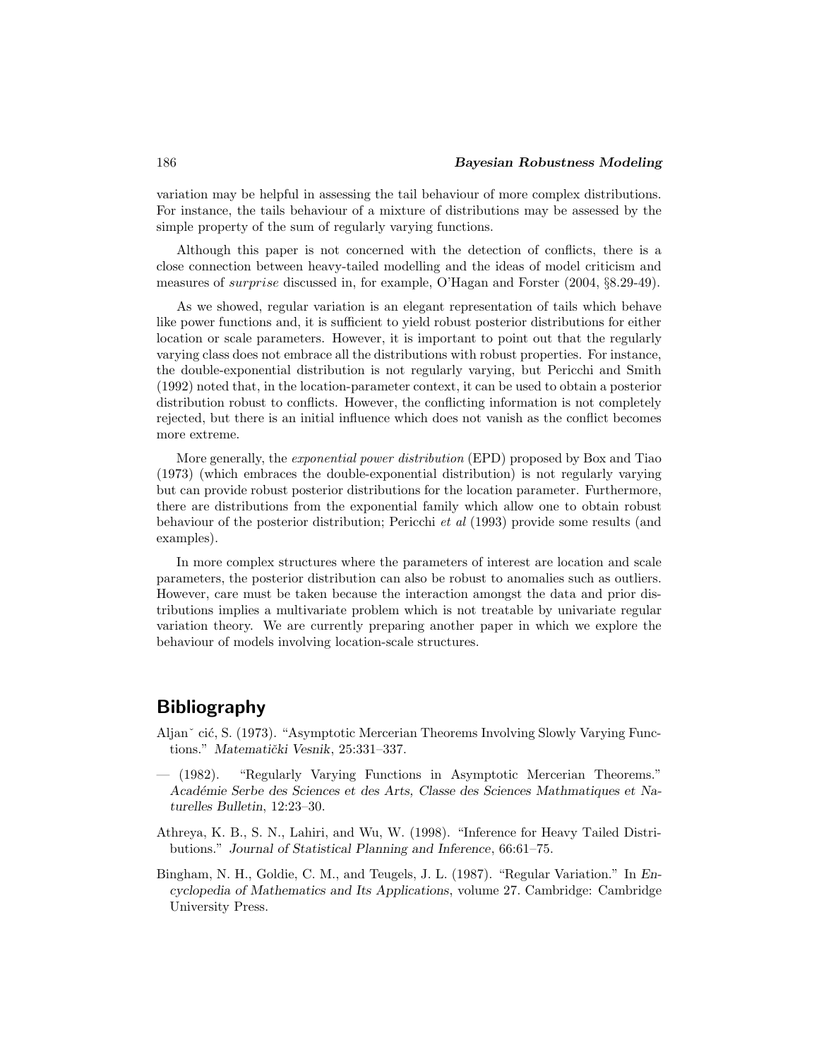variation may be helpful in assessing the tail behaviour of more complex distributions. For instance, the tails behaviour of a mixture of distributions may be assessed by the simple property of the sum of regularly varying functions.

Although this paper is not concerned with the detection of conflicts, there is a close connection between heavy-tailed modelling and the ideas of model criticism and measures of *surprise* discussed in, for example, O'Hagan and Forster (2004, §8.29-49).

As we showed, regular variation is an elegant representation of tails which behave like power functions and, it is sufficient to yield robust posterior distributions for either location or scale parameters. However, it is important to point out that the regularly varying class does not embrace all the distributions with robust properties. For instance, the double-exponential distribution is not regularly varying, but Pericchi and Smith (1992) noted that, in the location-parameter context, it can be used to obtain a posterior distribution robust to conflicts. However, the conflicting information is not completely rejected, but there is an initial influence which does not vanish as the conflict becomes more extreme.

More generally, the *exponential power distribution* (EPD) proposed by Box and Tiao (1973) (which embraces the double-exponential distribution) is not regularly varying but can provide robust posterior distributions for the location parameter. Furthermore, there are distributions from the exponential family which allow one to obtain robust behaviour of the posterior distribution; Pericchi *et al* (1993) provide some results (and examples).

In more complex structures where the parameters of interest are location and scale parameters, the posterior distribution can also be robust to anomalies such as outliers. However, care must be taken because the interaction amongst the data and prior distributions implies a multivariate problem which is not treatable by univariate regular variation theory. We are currently preparing another paper in which we explore the behaviour of models involving location-scale structures.

## Bibliography

Aljanˇ cić, S. (1973). "Asymptotic Mercerian Theorems Involving Slowly Varying Functions." *Matematički Vesnik*, 25:331–337.

— (1982). "Regularly Varying Functions in Asymptotic Mercerian Theorems." *Académie Serbe des Sciences et des Arts, Classe des Sciences Mathmatiques et Naturelles Bulletin*, 12:23–30.

Athreya, K. B., S. N., Lahiri, and Wu, W. (1998). "Inference for Heavy Tailed Distributions." *Journal of Statistical Planning and Inference*, 66:61–75.

Bingham, N. H., Goldie, C. M., and Teugels, J. L. (1987). "Regular Variation." In *Encyclopedia of Mathematics and Its Applications*, volume 27. Cambridge: Cambridge University Press.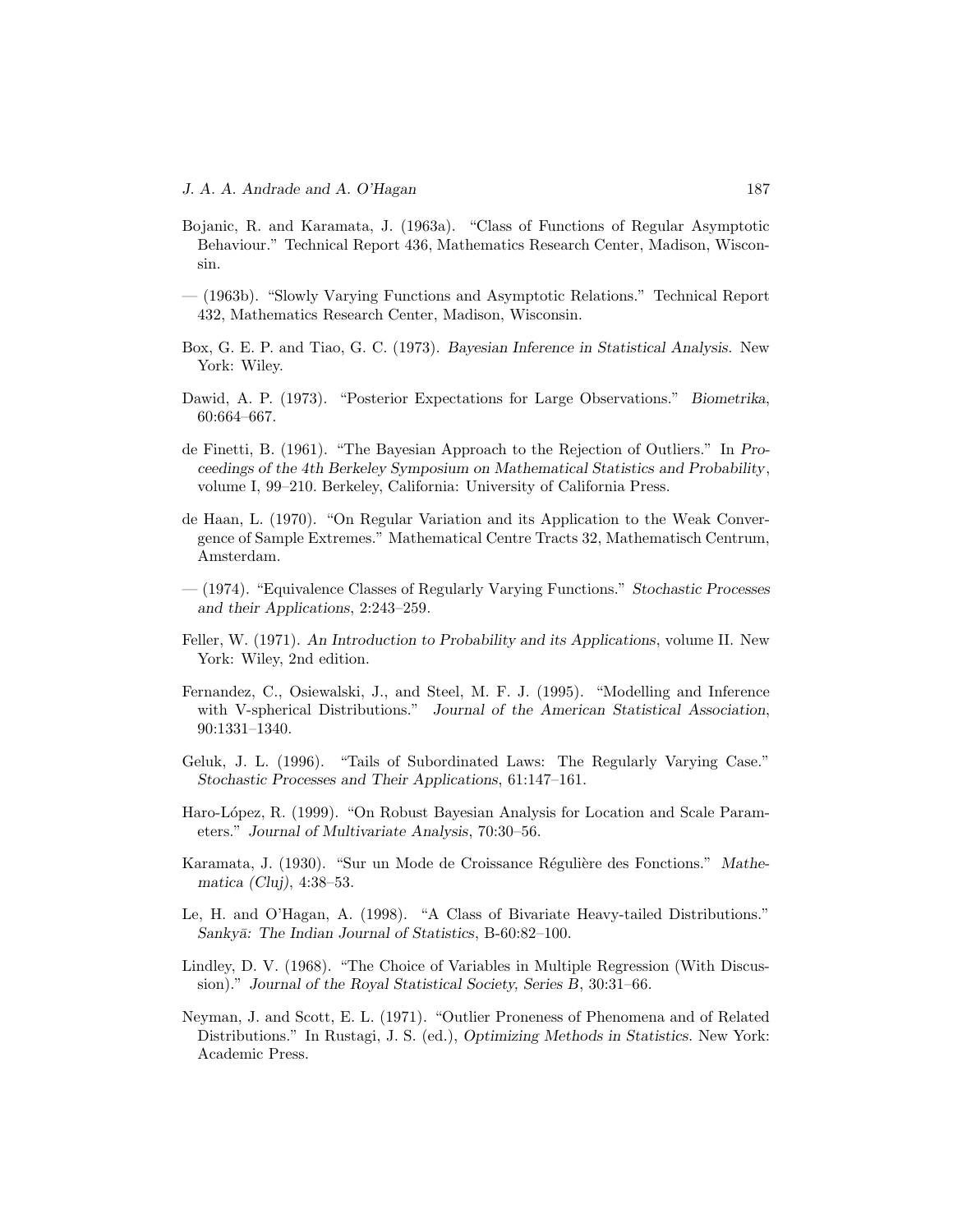Bojanic, R. and Karamata, J. (1963a). "Class of Functions of Regular Asymptotic Behaviour." Technical Report 436, Mathematics Research Center, Madison, Wisconsin.

— (1963b). "Slowly Varying Functions and Asymptotic Relations." Technical Report 432, Mathematics Research Center, Madison, Wisconsin.

Box, G. E. P. and Tiao, G. C. (1973). *Bayesian Inference in Statistical Analysis*. New York: Wiley.

Dawid, A. P. (1973). "Posterior Expectations for Large Observations." *Biometrika*, 60:664–667.

de Finetti, B. (1961). "The Bayesian Approach to the Rejection of Outliers." In *Proceedings of the 4th Berkeley Symposium on Mathematical Statistics and Probability*, volume I, 99–210. Berkeley, California: University of California Press.

de Haan, L. (1970). "On Regular Variation and its Application to the Weak Convergence of Sample Extremes." Mathematical Centre Tracts 32, Mathematisch Centrum, Amsterdam.

— (1974). "Equivalence Classes of Regularly Varying Functions." *Stochastic Processes and their Applications*, 2:243–259.

Feller, W. (1971). *An Introduction to Probability and its Applications*, volume II. New York: Wiley, 2nd edition.

Fernandez, C., Osiewalski, J., and Steel, M. F. J. (1995). "Modelling and Inference with V-spherical Distributions." *Journal of the American Statistical Association*, 90:1331–1340.

Geluk, J. L. (1996). "Tails of Subordinated Laws: The Regularly Varying Case." *Stochastic Processes and Their Applications*, 61:147–161.

Haro-López, R. (1999). "On Robust Bayesian Analysis for Location and Scale Parameters." *Journal of Multivariate Analysis*, 70:30–56.

Karamata, J. (1930). "Sur un Mode de Croissance Régulière des Fonctions." *Mathematica (Cluj)*, 4:38–53.

Le, H. and O'Hagan, A. (1998). "A Class of Bivariate Heavy-tailed Distributions." *Sankyā: The Indian Journal of Statistics*, B-60:82–100.

Lindley, D. V. (1968). "The Choice of Variables in Multiple Regression (With Discussion)." *Journal of the Royal Statistical Society, Series B*, 30:31–66.

Neyman, J. and Scott, E. L. (1971). "Outlier Proneness of Phenomena and of Related Distributions." In Rustagi, J. S. (ed.), *Optimizing Methods in Statistics*. New York: Academic Press.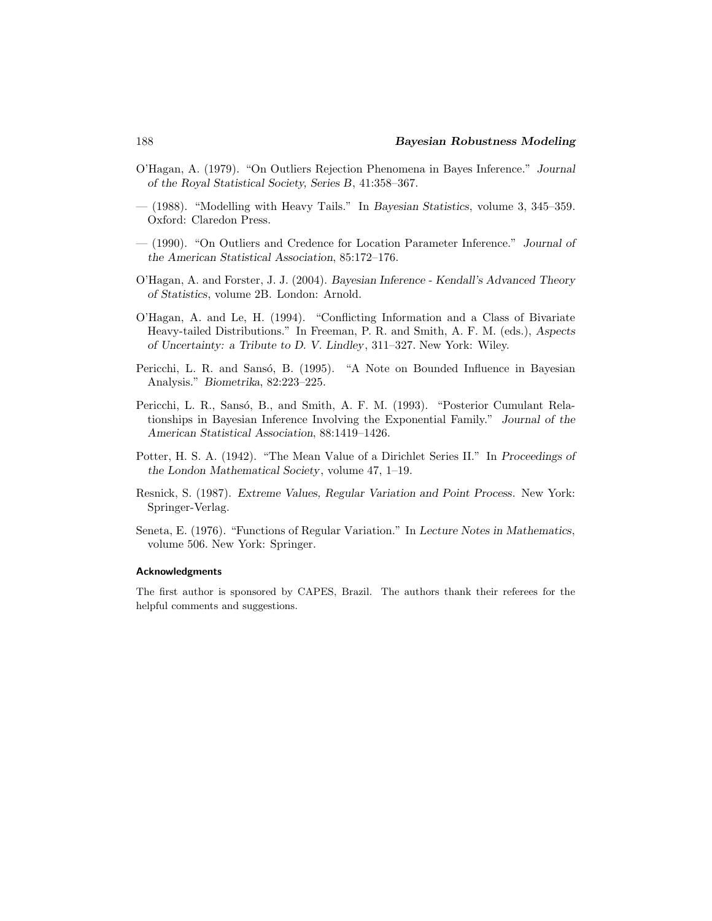O'Hagan, A. (1979). "On Outliers Rejection Phenomena in Bayes Inference." *Journal of the Royal Statistical Society, Series B*, 41:358–367.

— (1988). "Modelling with Heavy Tails." In *Bayesian Statistics*, volume 3, 345–359. Oxford: Claredon Press.

— (1990). "On Outliers and Credence for Location Parameter Inference." *Journal of the American Statistical Association*, 85:172–176.

O'Hagan, A. and Forster, J. J. (2004). *Bayesian Inference - Kendall's Advanced Theory of Statistics*, volume 2B. London: Arnold.

O'Hagan, A. and Le, H. (1994). "Conflicting Information and a Class of Bivariate Heavy-tailed Distributions." In Freeman, P. R. and Smith, A. F. M. (eds.), *Aspects of Uncertainty: a Tribute to D. V. Lindley*, 311–327. New York: Wiley.

Pericchi, L. R. and Sansó, B. (1995). "A Note on Bounded Influence in Bayesian Analysis." *Biometrika*, 82:223–225.

Pericchi, L. R., Sansó, B., and Smith, A. F. M. (1993). "Posterior Cumulant Relationships in Bayesian Inference Involving the Exponential Family." *Journal of the American Statistical Association*, 88:1419–1426.

Potter, H. S. A. (1942). "The Mean Value of a Dirichlet Series II." In *Proceedings of the London Mathematical Society*, volume 47, 1–19.

Resnick, S. (1987). *Extreme Values, Regular Variation and Point Process*. New York: Springer-Verlag.

Seneta, E. (1976). "Functions of Regular Variation." In *Lecture Notes in Mathematics*, volume 506. New York: Springer.

### Acknowledgments

The first author is sponsored by CAPES, Brazil. The authors thank their referees for the helpful comments and suggestions.